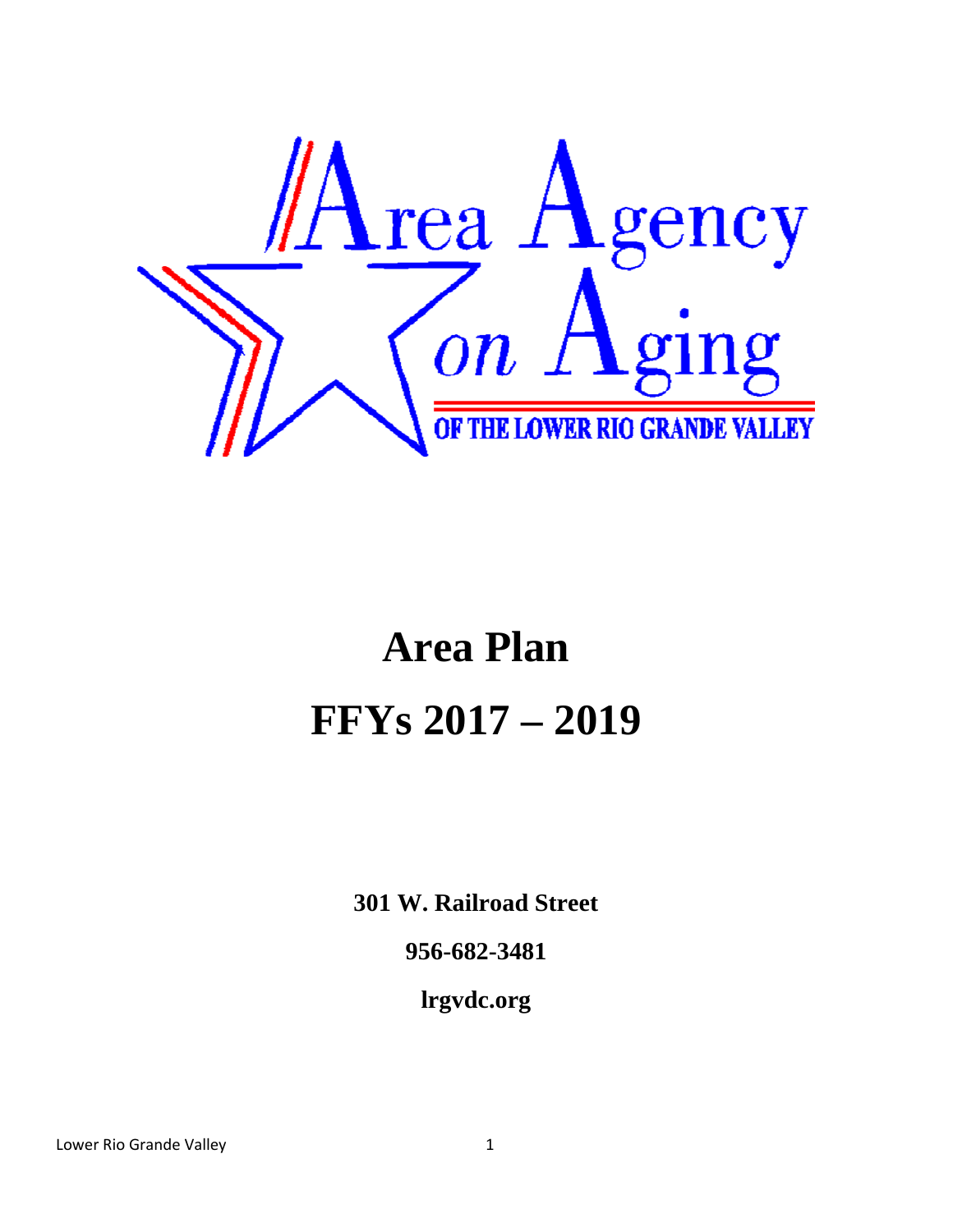Area Agency on Aging

OF THE LOWER RIO GRANDE VALLEY

# Area Plan

# FFYs 2017 – 2019

**301 W. Railroad Street**

**956-682-3481**

**lrgvdc.org**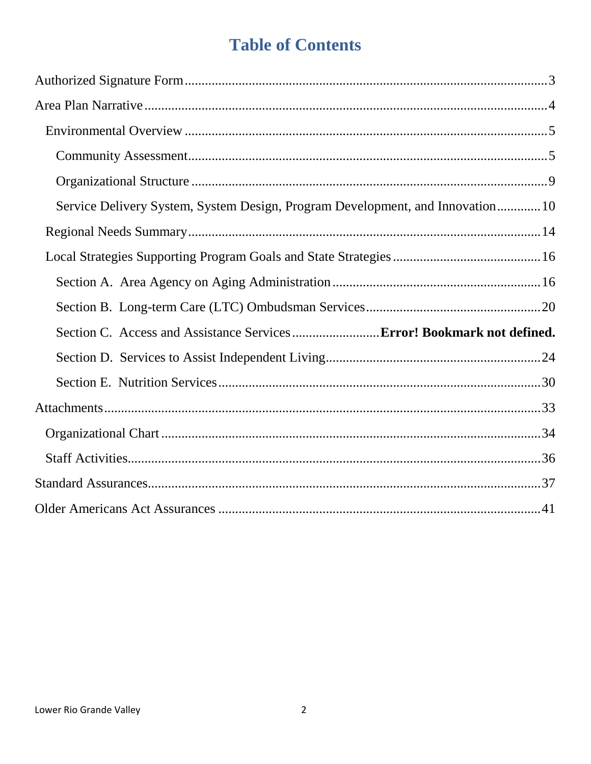# Table of Contents

- Authorized Signature Form ........ 3
- Area Plan Narrative ........ 4
  - Environmental Overview ........ 5
    - Community Assessment ........ 5
    - Organizational Structure ........ 9
    - Service Delivery System, System Design, Program Development, and Innovation ........ 10
  - Regional Needs Summary ........ 14
  - Local Strategies Supporting Program Goals and State Strategies ........ 16
    - Section A. Area Agency on Aging Administration ........ 16
    - Section B. Long-term Care (LTC) Ombudsman Services ........ 20
    - Section C. Access and Assistance Services ........ **Error! Bookmark not defined.**
    - Section D. Services to Assist Independent Living ........ 24
    - Section E. Nutrition Services ........ 30
- Attachments ........ 33
  - Organizational Chart ........ 34
  - Staff Activities ........ 36
- Standard Assurances ........ 37
- Older Americans Act Assurances ........ 41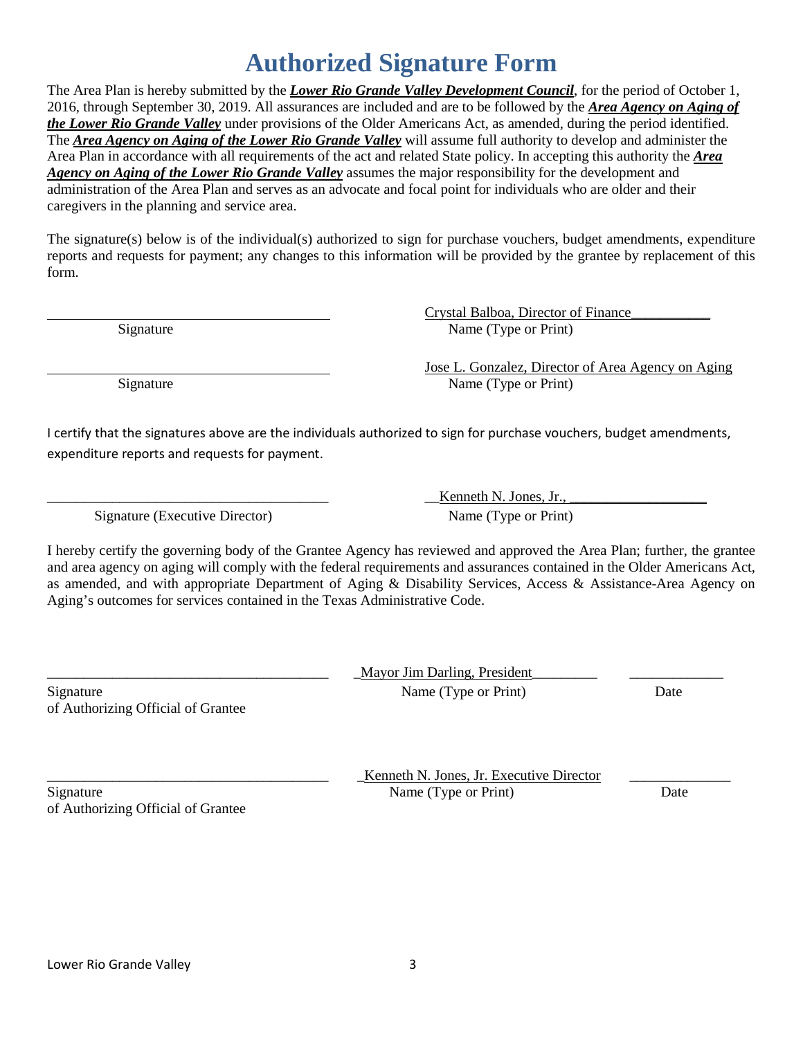# Authorized Signature Form

The Area Plan is hereby submitted by the ***Lower Rio Grande Valley Development Council***, for the period of October 1, 2016, through September 30, 2019. All assurances are included and are to be followed by the ***Area Agency on Aging of the Lower Rio Grande Valley*** under provisions of the Older Americans Act, as amended, during the period identified. The ***Area Agency on Aging of the Lower Rio Grande Valley*** will assume full authority to develop and administer the Area Plan in accordance with all requirements of the act and related State policy. In accepting this authority the ***Area Agency on Aging of the Lower Rio Grande Valley*** assumes the major responsibility for the development and administration of the Area Plan and serves as an advocate and focal point for individuals who are older and their caregivers in the planning and service area.

The signature(s) below is of the individual(s) authorized to sign for purchase vouchers, budget amendments, expenditure reports and requests for payment; any changes to this information will be provided by the grantee by replacement of this form.

| ______________________________ | Crystal Balboa, Director of Finance |
|---|---|
| Signature | Name (Type or Print) |
| ______________________________ | Jose L. Gonzalez, Director of Area Agency on Aging |
| Signature | Name (Type or Print) |

I certify that the signatures above are the individuals authorized to sign for purchase vouchers, budget amendments, expenditure reports and requests for payment.

| ______________________________ | Kenneth N. Jones, Jr., |
|---|---|
| Signature (Executive Director) | Name (Type or Print) |

I hereby certify the governing body of the Grantee Agency has reviewed and approved the Area Plan; further, the grantee and area agency on aging will comply with the federal requirements and assurances contained in the Older Americans Act, as amended, and with appropriate Department of Aging & Disability Services, Access & Assistance-Area Agency on Aging's outcomes for services contained in the Texas Administrative Code.

| ______________________________ | Mayor Jim Darling, President | ____________ |
|---|---|---|
| Signature of Authorizing Official of Grantee | Name (Type or Print) | Date |
| ______________________________ | Kenneth N. Jones, Jr. Executive Director | ____________ |
| Signature of Authorizing Official of Grantee | Name (Type or Print) | Date |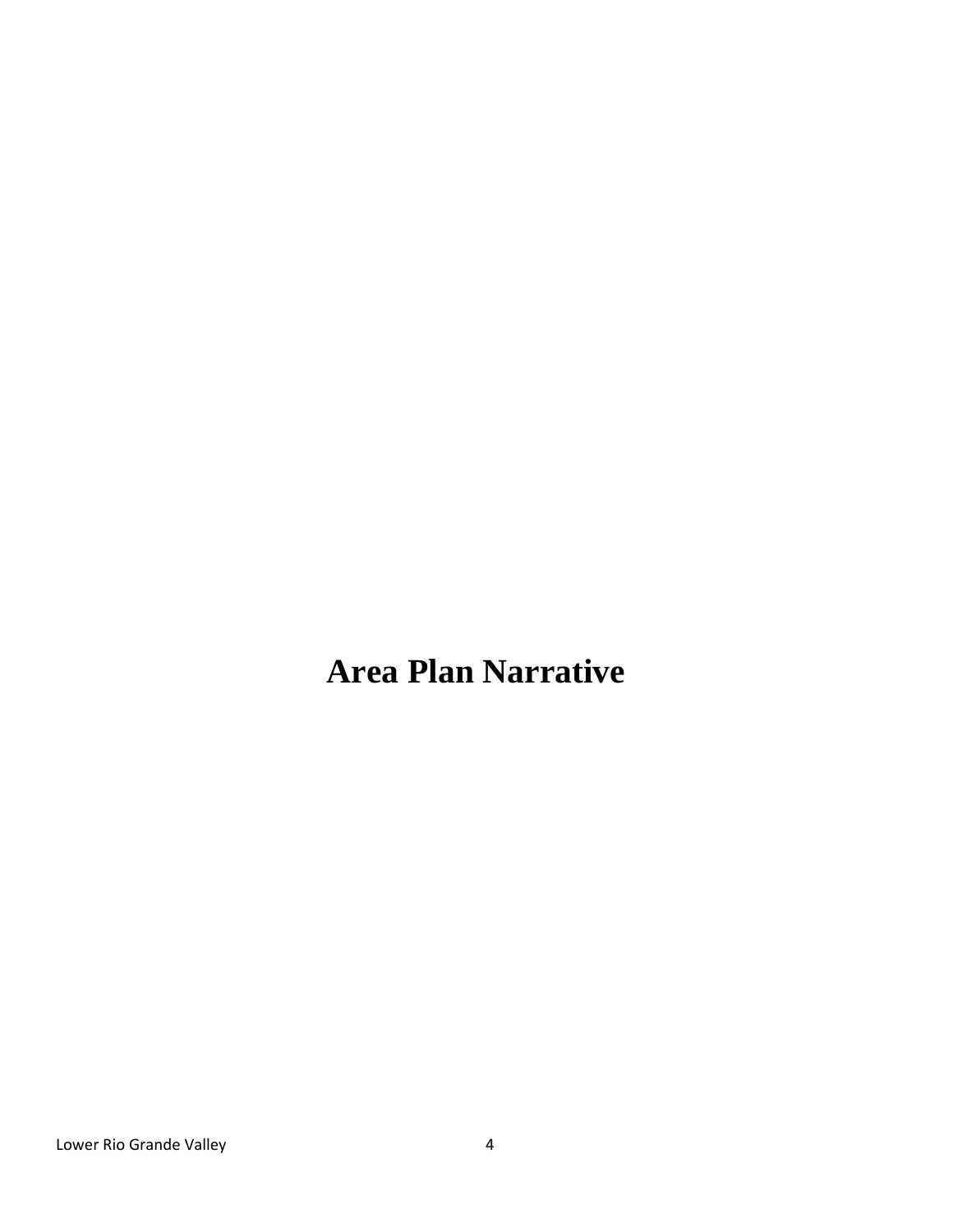# Area Plan Narrative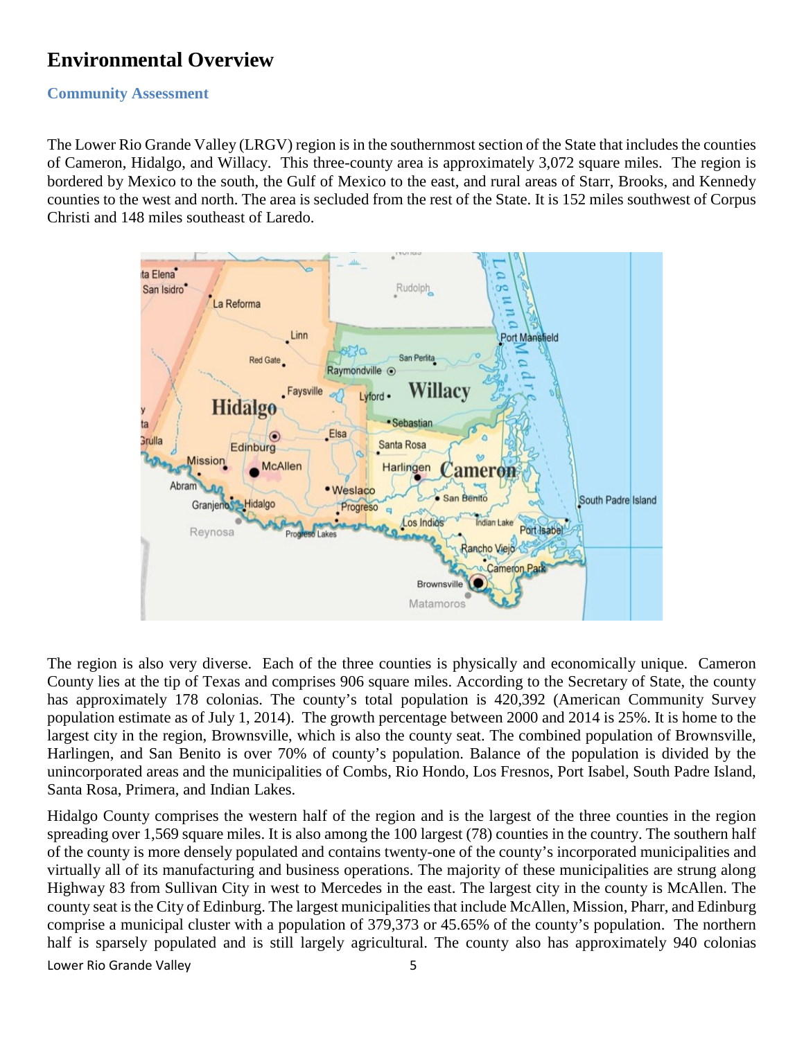# Environmental Overview

### Community Assessment

The Lower Rio Grande Valley (LRGV) region is in the southernmost section of the State that includes the counties of Cameron, Hidalgo, and Willacy. This three-county area is approximately 3,072 square miles. The region is bordered by Mexico to the south, the Gulf of Mexico to the east, and rural areas of Starr, Brooks, and Kennedy counties to the west and north. The area is secluded from the rest of the State. It is 152 miles southwest of Corpus Christi and 148 miles southeast of Laredo.

The region is also very diverse. Each of the three counties is physically and economically unique. Cameron County lies at the tip of Texas and comprises 906 square miles. According to the Secretary of State, the county has approximately 178 colonias. The county's total population is 420,392 (American Community Survey population estimate as of July 1, 2014). The growth percentage between 2000 and 2014 is 25%. It is home to the largest city in the region, Brownsville, which is also the county seat. The combined population of Brownsville, Harlingen, and San Benito is over 70% of county's population. Balance of the population is divided by the unincorporated areas and the municipalities of Combs, Rio Hondo, Los Fresnos, Port Isabel, South Padre Island, Santa Rosa, Primera, and Indian Lakes.

Hidalgo County comprises the western half of the region and is the largest of the three counties in the region spreading over 1,569 square miles. It is also among the 100 largest (78) counties in the country. The southern half of the county is more densely populated and contains twenty-one of the county's incorporated municipalities and virtually all of its manufacturing and business operations. The majority of these municipalities are strung along Highway 83 from Sullivan City in west to Mercedes in the east. The largest city in the county is McAllen. The county seat is the City of Edinburg. The largest municipalities that include McAllen, Mission, Pharr, and Edinburg comprise a municipal cluster with a population of 379,373 or 45.65% of the county's population. The northern half is sparsely populated and is still largely agricultural. The county also has approximately 940 colonias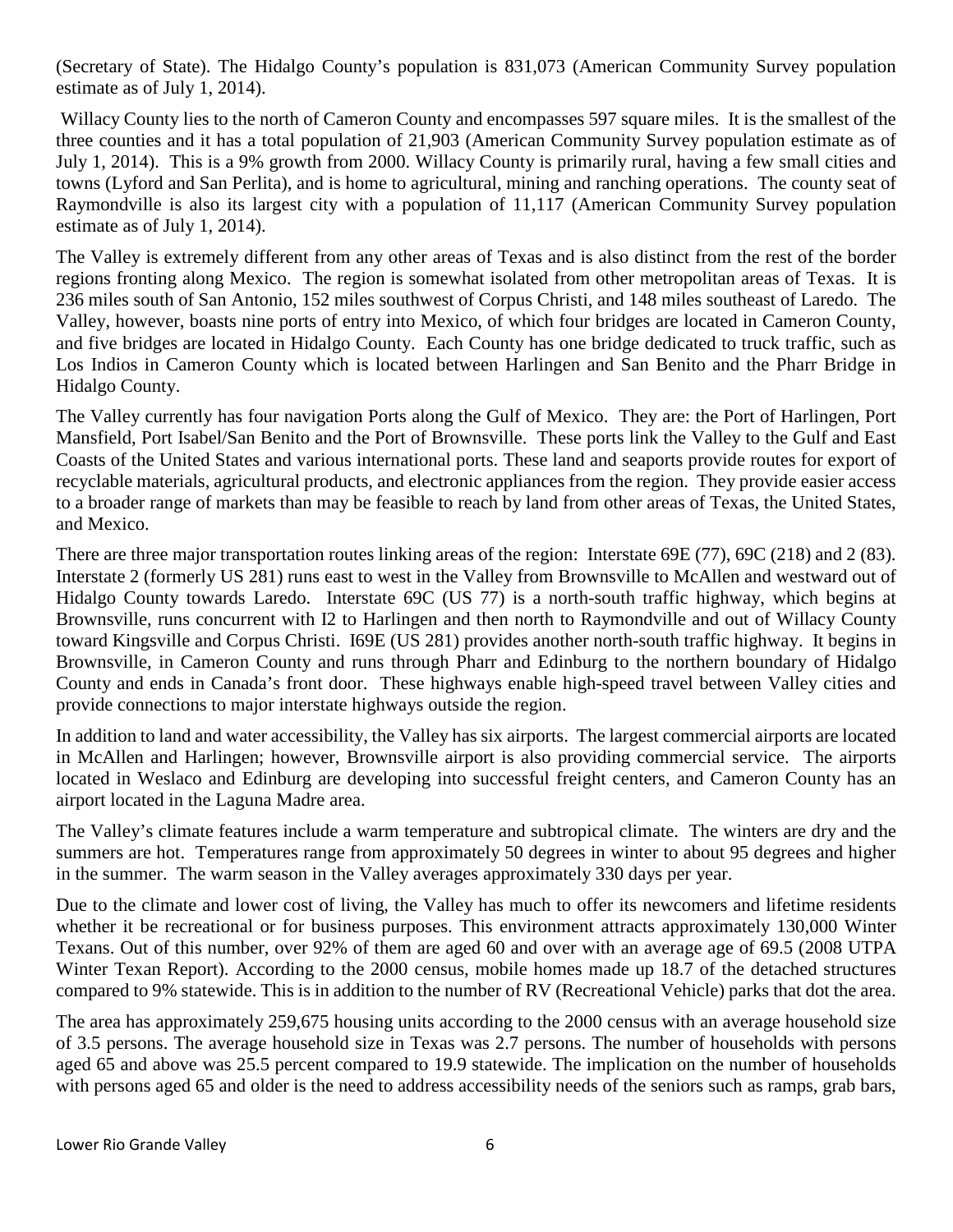(Secretary of State). The Hidalgo County's population is 831,073 (American Community Survey population estimate as of July 1, 2014).

Willacy County lies to the north of Cameron County and encompasses 597 square miles. It is the smallest of the three counties and it has a total population of 21,903 (American Community Survey population estimate as of July 1, 2014). This is a 9% growth from 2000. Willacy County is primarily rural, having a few small cities and towns (Lyford and San Perlita), and is home to agricultural, mining and ranching operations. The county seat of Raymondville is also its largest city with a population of 11,117 (American Community Survey population estimate as of July 1, 2014).

The Valley is extremely different from any other areas of Texas and is also distinct from the rest of the border regions fronting along Mexico. The region is somewhat isolated from other metropolitan areas of Texas. It is 236 miles south of San Antonio, 152 miles southwest of Corpus Christi, and 148 miles southeast of Laredo. The Valley, however, boasts nine ports of entry into Mexico, of which four bridges are located in Cameron County, and five bridges are located in Hidalgo County. Each County has one bridge dedicated to truck traffic, such as Los Indios in Cameron County which is located between Harlingen and San Benito and the Pharr Bridge in Hidalgo County.

The Valley currently has four navigation Ports along the Gulf of Mexico. They are: the Port of Harlingen, Port Mansfield, Port Isabel/San Benito and the Port of Brownsville. These ports link the Valley to the Gulf and East Coasts of the United States and various international ports. These land and seaports provide routes for export of recyclable materials, agricultural products, and electronic appliances from the region. They provide easier access to a broader range of markets than may be feasible to reach by land from other areas of Texas, the United States, and Mexico.

There are three major transportation routes linking areas of the region: Interstate 69E (77), 69C (218) and 2 (83). Interstate 2 (formerly US 281) runs east to west in the Valley from Brownsville to McAllen and westward out of Hidalgo County towards Laredo. Interstate 69C (US 77) is a north-south traffic highway, which begins at Brownsville, runs concurrent with I2 to Harlingen and then north to Raymondville and out of Willacy County toward Kingsville and Corpus Christi. I69E (US 281) provides another north-south traffic highway. It begins in Brownsville, in Cameron County and runs through Pharr and Edinburg to the northern boundary of Hidalgo County and ends in Canada's front door. These highways enable high-speed travel between Valley cities and provide connections to major interstate highways outside the region.

In addition to land and water accessibility, the Valley has six airports. The largest commercial airports are located in McAllen and Harlingen; however, Brownsville airport is also providing commercial service. The airports located in Weslaco and Edinburg are developing into successful freight centers, and Cameron County has an airport located in the Laguna Madre area.

The Valley's climate features include a warm temperature and subtropical climate. The winters are dry and the summers are hot. Temperatures range from approximately 50 degrees in winter to about 95 degrees and higher in the summer. The warm season in the Valley averages approximately 330 days per year.

Due to the climate and lower cost of living, the Valley has much to offer its newcomers and lifetime residents whether it be recreational or for business purposes. This environment attracts approximately 130,000 Winter Texans. Out of this number, over 92% of them are aged 60 and over with an average age of 69.5 (2008 UTPA Winter Texan Report). According to the 2000 census, mobile homes made up 18.7 of the detached structures compared to 9% statewide. This is in addition to the number of RV (Recreational Vehicle) parks that dot the area.

The area has approximately 259,675 housing units according to the 2000 census with an average household size of 3.5 persons. The average household size in Texas was 2.7 persons. The number of households with persons aged 65 and above was 25.5 percent compared to 19.9 statewide. The implication on the number of households with persons aged 65 and older is the need to address accessibility needs of the seniors such as ramps, grab bars,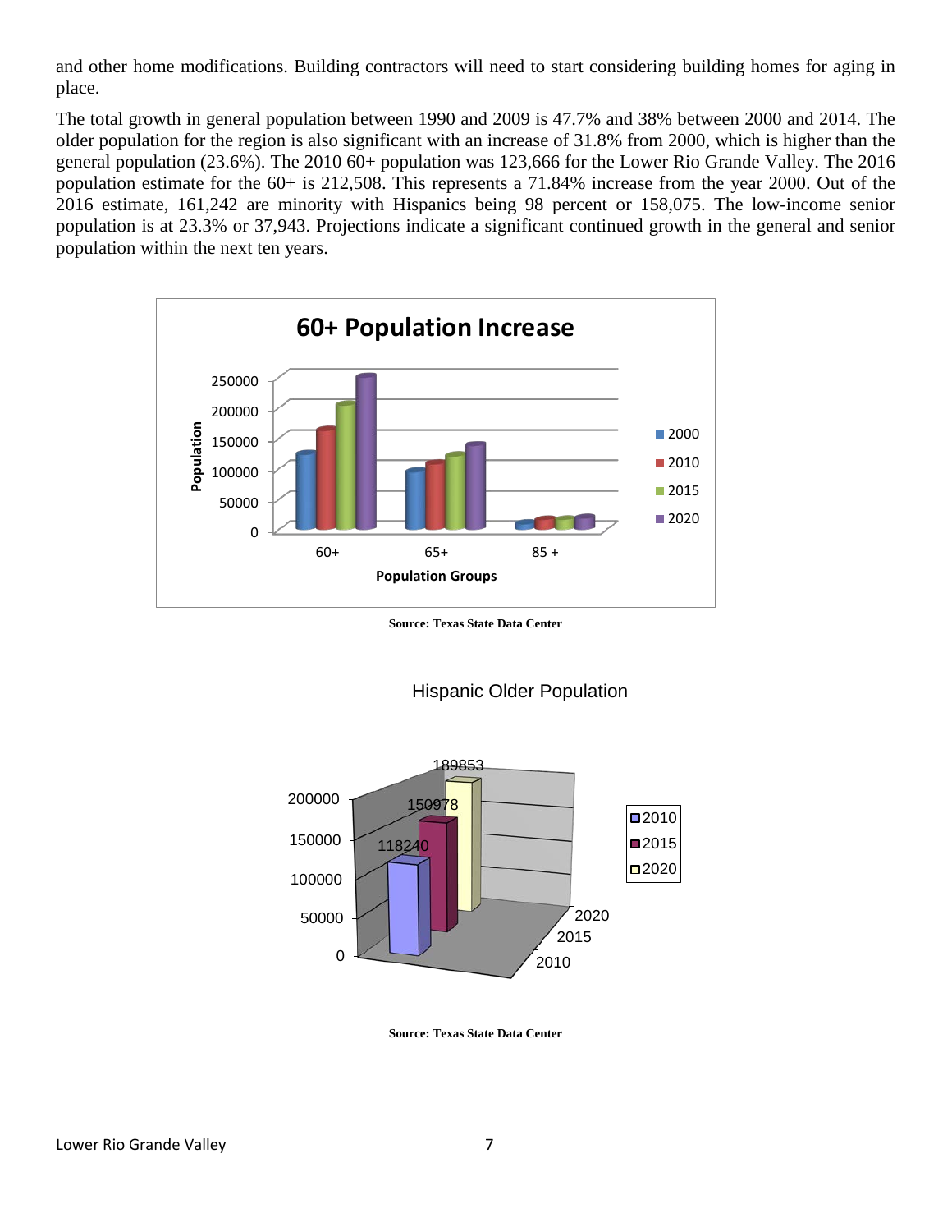and other home modifications. Building contractors will need to start considering building homes for aging in place.

The total growth in general population between 1990 and 2009 is 47.7% and 38% between 2000 and 2014. The older population for the region is also significant with an increase of 31.8% from 2000, which is higher than the general population (23.6%). The 2010 60+ population was 123,666 for the Lower Rio Grande Valley. The 2016 population estimate for the 60+ is 212,508. This represents a 71.84% increase from the year 2000. Out of the 2016 estimate, 161,242 are minority with Hispanics being 98 percent or 158,075. The low-income senior population is at 23.3% or 37,943. Projections indicate a significant continued growth in the general and senior population within the next ten years.

**60+ Population Increase**

**Source: Texas State Data Center**

Hispanic Older Population

| Year | Population |
|---|---|
| 2010 | 118240 |
| 2015 | 150978 |
| 2020 | 189853 |

**Source: Texas State Data Center**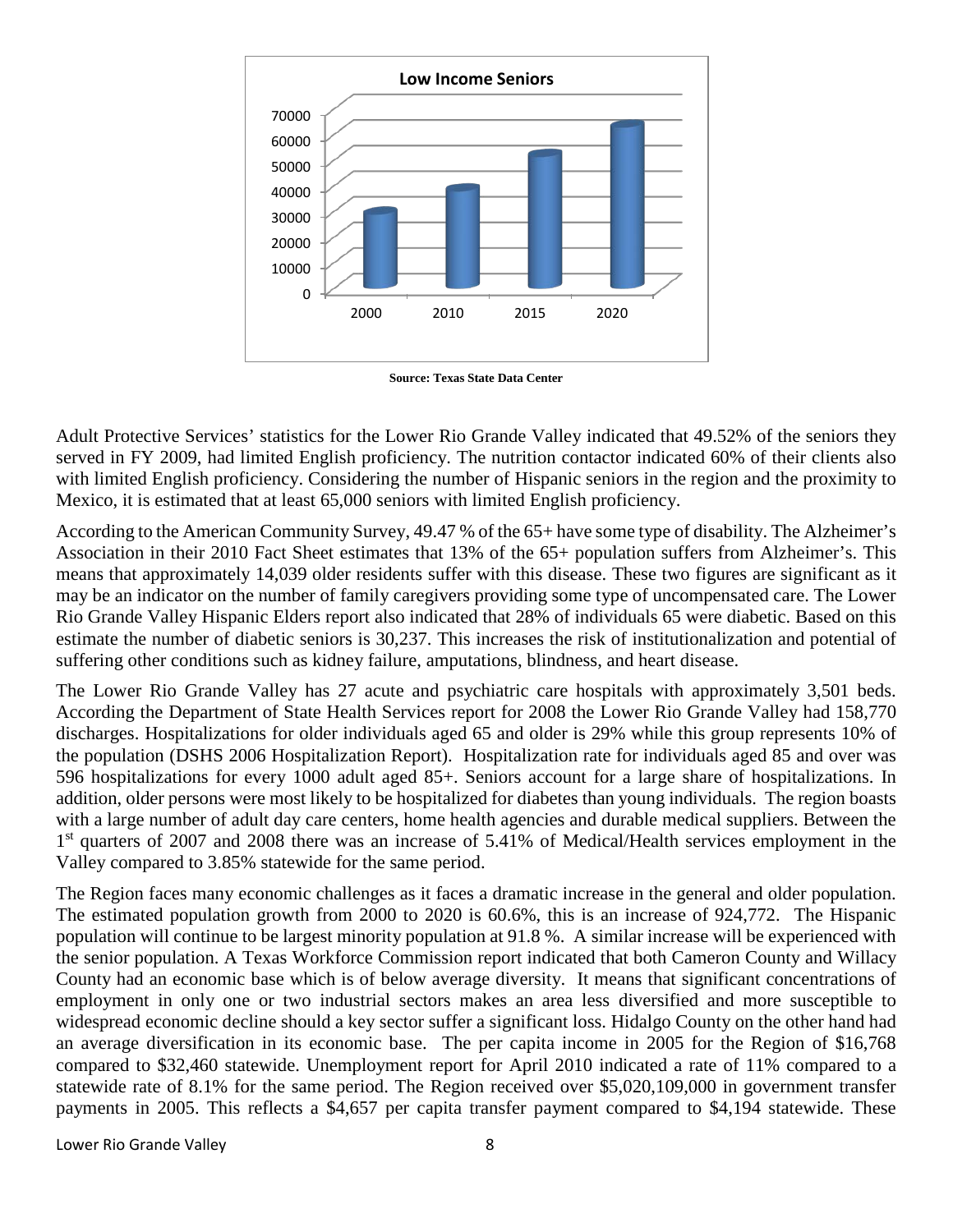**Low Income Seniors**

| Year | Value |
|---|---|
| 2000 | ~29,000 |
| 2010 | ~38,000 |
| 2015 | ~51,000 |
| 2020 | ~63,000 |

**Source: Texas State Data Center**

Adult Protective Services' statistics for the Lower Rio Grande Valley indicated that 49.52% of the seniors they served in FY 2009, had limited English proficiency. The nutrition contactor indicated 60% of their clients also with limited English proficiency. Considering the number of Hispanic seniors in the region and the proximity to Mexico, it is estimated that at least 65,000 seniors with limited English proficiency.

According to the American Community Survey, 49.47 % of the 65+ have some type of disability. The Alzheimer's Association in their 2010 Fact Sheet estimates that 13% of the 65+ population suffers from Alzheimer's. This means that approximately 14,039 older residents suffer with this disease. These two figures are significant as it may be an indicator on the number of family caregivers providing some type of uncompensated care. The Lower Rio Grande Valley Hispanic Elders report also indicated that 28% of individuals 65 were diabetic. Based on this estimate the number of diabetic seniors is 30,237. This increases the risk of institutionalization and potential of suffering other conditions such as kidney failure, amputations, blindness, and heart disease.

The Lower Rio Grande Valley has 27 acute and psychiatric care hospitals with approximately 3,501 beds. According the Department of State Health Services report for 2008 the Lower Rio Grande Valley had 158,770 discharges. Hospitalizations for older individuals aged 65 and older is 29% while this group represents 10% of the population (DSHS 2006 Hospitalization Report). Hospitalization rate for individuals aged 85 and over was 596 hospitalizations for every 1000 adult aged 85+. Seniors account for a large share of hospitalizations. In addition, older persons were most likely to be hospitalized for diabetes than young individuals. The region boasts with a large number of adult day care centers, home health agencies and durable medical suppliers. Between the 1st quarters of 2007 and 2008 there was an increase of 5.41% of Medical/Health services employment in the Valley compared to 3.85% statewide for the same period.

The Region faces many economic challenges as it faces a dramatic increase in the general and older population. The estimated population growth from 2000 to 2020 is 60.6%, this is an increase of 924,772. The Hispanic population will continue to be largest minority population at 91.8 %. A similar increase will be experienced with the senior population. A Texas Workforce Commission report indicated that both Cameron County and Willacy County had an economic base which is of below average diversity. It means that significant concentrations of employment in only one or two industrial sectors makes an area less diversified and more susceptible to widespread economic decline should a key sector suffer a significant loss. Hidalgo County on the other hand had an average diversification in its economic base. The per capita income in 2005 for the Region of $16,768 compared to $32,460 statewide. Unemployment report for April 2010 indicated a rate of 11% compared to a statewide rate of 8.1% for the same period. The Region received over $5,020,109,000 in government transfer payments in 2005. This reflects a $4,657 per capita transfer payment compared to $4,194 statewide. These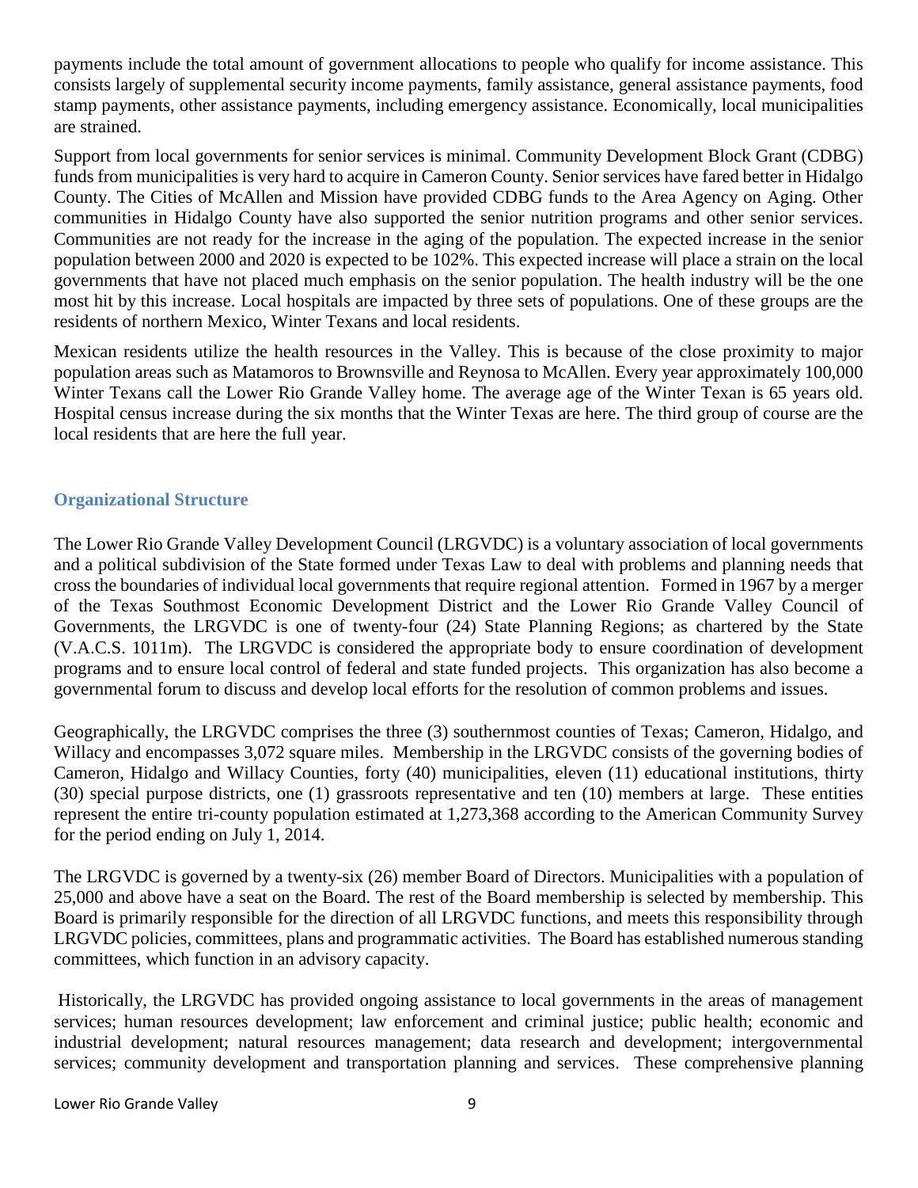payments include the total amount of government allocations to people who qualify for income assistance. This consists largely of supplemental security income payments, family assistance, general assistance payments, food stamp payments, other assistance payments, including emergency assistance. Economically, local municipalities are strained.

Support from local governments for senior services is minimal. Community Development Block Grant (CDBG) funds from municipalities is very hard to acquire in Cameron County. Senior services have fared better in Hidalgo County. The Cities of McAllen and Mission have provided CDBG funds to the Area Agency on Aging. Other communities in Hidalgo County have also supported the senior nutrition programs and other senior services. Communities are not ready for the increase in the aging of the population. The expected increase in the senior population between 2000 and 2020 is expected to be 102%. This expected increase will place a strain on the local governments that have not placed much emphasis on the senior population. The health industry will be the one most hit by this increase. Local hospitals are impacted by three sets of populations. One of these groups are the residents of northern Mexico, Winter Texans and local residents.

Mexican residents utilize the health resources in the Valley. This is because of the close proximity to major population areas such as Matamoros to Brownsville and Reynosa to McAllen. Every year approximately 100,000 Winter Texans call the Lower Rio Grande Valley home. The average age of the Winter Texan is 65 years old. Hospital census increase during the six months that the Winter Texas are here. The third group of course are the local residents that are here the full year.

## Organizational Structure

The Lower Rio Grande Valley Development Council (LRGVDC) is a voluntary association of local governments and a political subdivision of the State formed under Texas Law to deal with problems and planning needs that cross the boundaries of individual local governments that require regional attention. Formed in 1967 by a merger of the Texas Southmost Economic Development District and the Lower Rio Grande Valley Council of Governments, the LRGVDC is one of twenty-four (24) State Planning Regions; as chartered by the State (V.A.C.S. 1011m). The LRGVDC is considered the appropriate body to ensure coordination of development programs and to ensure local control of federal and state funded projects. This organization has also become a governmental forum to discuss and develop local efforts for the resolution of common problems and issues.

Geographically, the LRGVDC comprises the three (3) southernmost counties of Texas; Cameron, Hidalgo, and Willacy and encompasses 3,072 square miles. Membership in the LRGVDC consists of the governing bodies of Cameron, Hidalgo and Willacy Counties, forty (40) municipalities, eleven (11) educational institutions, thirty (30) special purpose districts, one (1) grassroots representative and ten (10) members at large. These entities represent the entire tri-county population estimated at 1,273,368 according to the American Community Survey for the period ending on July 1, 2014.

The LRGVDC is governed by a twenty-six (26) member Board of Directors. Municipalities with a population of 25,000 and above have a seat on the Board. The rest of the Board membership is selected by membership. This Board is primarily responsible for the direction of all LRGVDC functions, and meets this responsibility through LRGVDC policies, committees, plans and programmatic activities. The Board has established numerous standing committees, which function in an advisory capacity.

Historically, the LRGVDC has provided ongoing assistance to local governments in the areas of management services; human resources development; law enforcement and criminal justice; public health; economic and industrial development; natural resources management; data research and development; intergovernmental services; community development and transportation planning and services. These comprehensive planning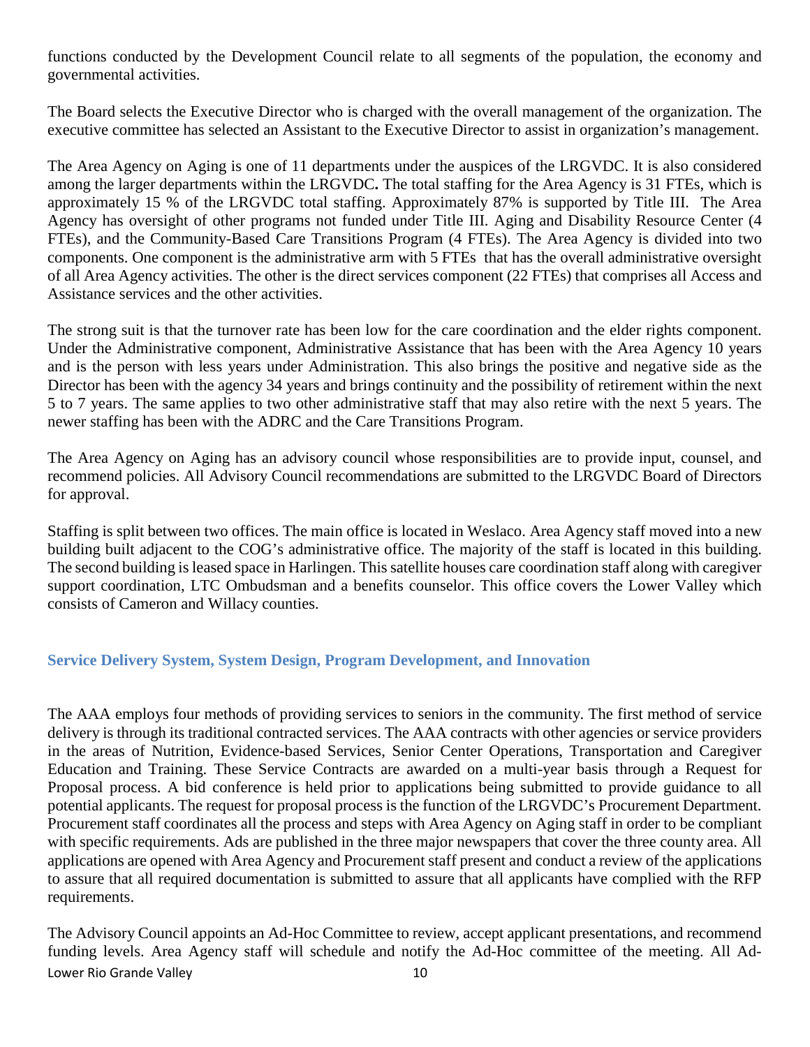functions conducted by the Development Council relate to all segments of the population, the economy and governmental activities.

The Board selects the Executive Director who is charged with the overall management of the organization. The executive committee has selected an Assistant to the Executive Director to assist in organization's management.

The Area Agency on Aging is one of 11 departments under the auspices of the LRGVDC. It is also considered among the larger departments within the LRGVDC**.** The total staffing for the Area Agency is 31 FTEs, which is approximately 15 % of the LRGVDC total staffing. Approximately 87% is supported by Title III. The Area Agency has oversight of other programs not funded under Title III. Aging and Disability Resource Center (4 FTEs), and the Community-Based Care Transitions Program (4 FTEs). The Area Agency is divided into two components. One component is the administrative arm with 5 FTEs that has the overall administrative oversight of all Area Agency activities. The other is the direct services component (22 FTEs) that comprises all Access and Assistance services and the other activities.

The strong suit is that the turnover rate has been low for the care coordination and the elder rights component. Under the Administrative component, Administrative Assistance that has been with the Area Agency 10 years and is the person with less years under Administration. This also brings the positive and negative side as the Director has been with the agency 34 years and brings continuity and the possibility of retirement within the next 5 to 7 years. The same applies to two other administrative staff that may also retire with the next 5 years. The newer staffing has been with the ADRC and the Care Transitions Program.

The Area Agency on Aging has an advisory council whose responsibilities are to provide input, counsel, and recommend policies. All Advisory Council recommendations are submitted to the LRGVDC Board of Directors for approval.

Staffing is split between two offices. The main office is located in Weslaco. Area Agency staff moved into a new building built adjacent to the COG's administrative office. The majority of the staff is located in this building. The second building is leased space in Harlingen. This satellite houses care coordination staff along with caregiver support coordination, LTC Ombudsman and a benefits counselor. This office covers the Lower Valley which consists of Cameron and Willacy counties.

## Service Delivery System, System Design, Program Development, and Innovation

The AAA employs four methods of providing services to seniors in the community. The first method of service delivery is through its traditional contracted services. The AAA contracts with other agencies or service providers in the areas of Nutrition, Evidence-based Services, Senior Center Operations, Transportation and Caregiver Education and Training. These Service Contracts are awarded on a multi-year basis through a Request for Proposal process. A bid conference is held prior to applications being submitted to provide guidance to all potential applicants. The request for proposal process is the function of the LRGVDC's Procurement Department. Procurement staff coordinates all the process and steps with Area Agency on Aging staff in order to be compliant with specific requirements. Ads are published in the three major newspapers that cover the three county area. All applications are opened with Area Agency and Procurement staff present and conduct a review of the applications to assure that all required documentation is submitted to assure that all applicants have complied with the RFP requirements.

The Advisory Council appoints an Ad-Hoc Committee to review, accept applicant presentations, and recommend funding levels. Area Agency staff will schedule and notify the Ad-Hoc committee of the meeting. All Ad-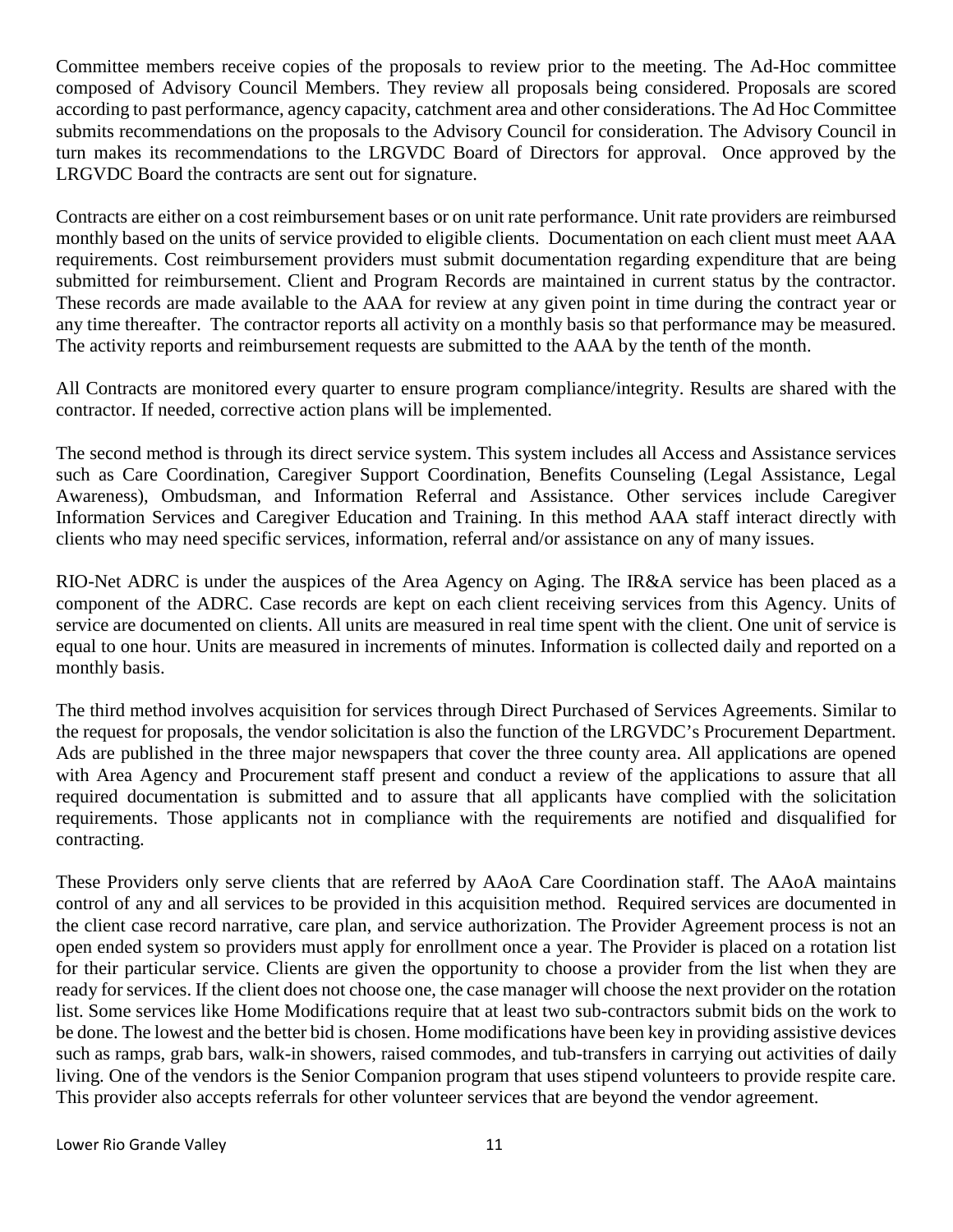Committee members receive copies of the proposals to review prior to the meeting. The Ad-Hoc committee composed of Advisory Council Members. They review all proposals being considered. Proposals are scored according to past performance, agency capacity, catchment area and other considerations. The Ad Hoc Committee submits recommendations on the proposals to the Advisory Council for consideration. The Advisory Council in turn makes its recommendations to the LRGVDC Board of Directors for approval. Once approved by the LRGVDC Board the contracts are sent out for signature.

Contracts are either on a cost reimbursement bases or on unit rate performance. Unit rate providers are reimbursed monthly based on the units of service provided to eligible clients. Documentation on each client must meet AAA requirements. Cost reimbursement providers must submit documentation regarding expenditure that are being submitted for reimbursement. Client and Program Records are maintained in current status by the contractor. These records are made available to the AAA for review at any given point in time during the contract year or any time thereafter. The contractor reports all activity on a monthly basis so that performance may be measured. The activity reports and reimbursement requests are submitted to the AAA by the tenth of the month.

All Contracts are monitored every quarter to ensure program compliance/integrity. Results are shared with the contractor. If needed, corrective action plans will be implemented.

The second method is through its direct service system. This system includes all Access and Assistance services such as Care Coordination, Caregiver Support Coordination, Benefits Counseling (Legal Assistance, Legal Awareness), Ombudsman, and Information Referral and Assistance. Other services include Caregiver Information Services and Caregiver Education and Training. In this method AAA staff interact directly with clients who may need specific services, information, referral and/or assistance on any of many issues.

RIO-Net ADRC is under the auspices of the Area Agency on Aging. The IR&A service has been placed as a component of the ADRC. Case records are kept on each client receiving services from this Agency. Units of service are documented on clients. All units are measured in real time spent with the client. One unit of service is equal to one hour. Units are measured in increments of minutes. Information is collected daily and reported on a monthly basis.

The third method involves acquisition for services through Direct Purchased of Services Agreements. Similar to the request for proposals, the vendor solicitation is also the function of the LRGVDC's Procurement Department. Ads are published in the three major newspapers that cover the three county area. All applications are opened with Area Agency and Procurement staff present and conduct a review of the applications to assure that all required documentation is submitted and to assure that all applicants have complied with the solicitation requirements. Those applicants not in compliance with the requirements are notified and disqualified for contracting.

These Providers only serve clients that are referred by AAoA Care Coordination staff. The AAoA maintains control of any and all services to be provided in this acquisition method. Required services are documented in the client case record narrative, care plan, and service authorization. The Provider Agreement process is not an open ended system so providers must apply for enrollment once a year. The Provider is placed on a rotation list for their particular service. Clients are given the opportunity to choose a provider from the list when they are ready for services. If the client does not choose one, the case manager will choose the next provider on the rotation list. Some services like Home Modifications require that at least two sub-contractors submit bids on the work to be done. The lowest and the better bid is chosen. Home modifications have been key in providing assistive devices such as ramps, grab bars, walk-in showers, raised commodes, and tub-transfers in carrying out activities of daily living. One of the vendors is the Senior Companion program that uses stipend volunteers to provide respite care. This provider also accepts referrals for other volunteer services that are beyond the vendor agreement.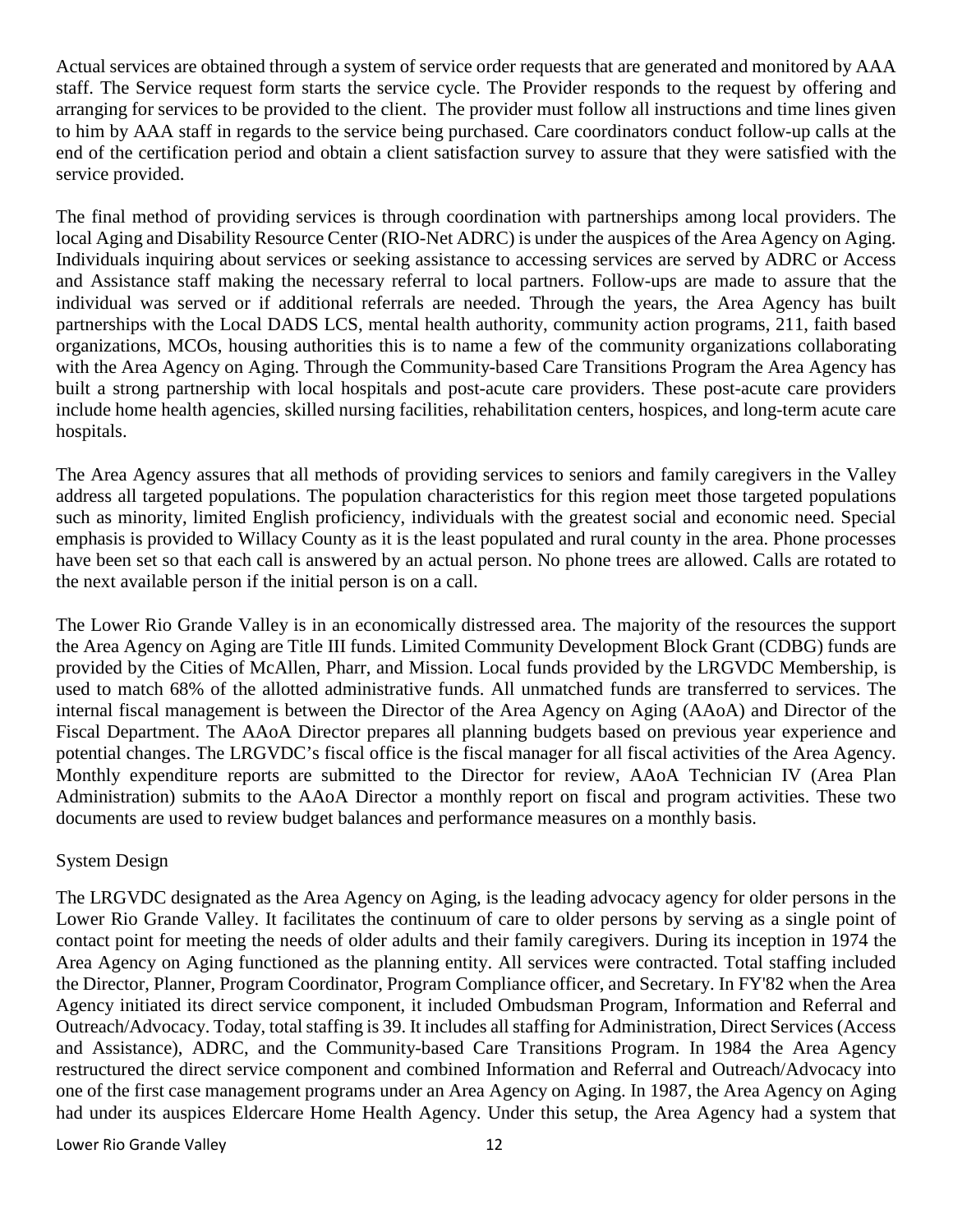Actual services are obtained through a system of service order requests that are generated and monitored by AAA staff. The Service request form starts the service cycle. The Provider responds to the request by offering and arranging for services to be provided to the client. The provider must follow all instructions and time lines given to him by AAA staff in regards to the service being purchased. Care coordinators conduct follow-up calls at the end of the certification period and obtain a client satisfaction survey to assure that they were satisfied with the service provided.

The final method of providing services is through coordination with partnerships among local providers. The local Aging and Disability Resource Center (RIO-Net ADRC) is under the auspices of the Area Agency on Aging. Individuals inquiring about services or seeking assistance to accessing services are served by ADRC or Access and Assistance staff making the necessary referral to local partners. Follow-ups are made to assure that the individual was served or if additional referrals are needed. Through the years, the Area Agency has built partnerships with the Local DADS LCS, mental health authority, community action programs, 211, faith based organizations, MCOs, housing authorities this is to name a few of the community organizations collaborating with the Area Agency on Aging. Through the Community-based Care Transitions Program the Area Agency has built a strong partnership with local hospitals and post-acute care providers. These post-acute care providers include home health agencies, skilled nursing facilities, rehabilitation centers, hospices, and long-term acute care hospitals.

The Area Agency assures that all methods of providing services to seniors and family caregivers in the Valley address all targeted populations. The population characteristics for this region meet those targeted populations such as minority, limited English proficiency, individuals with the greatest social and economic need. Special emphasis is provided to Willacy County as it is the least populated and rural county in the area. Phone processes have been set so that each call is answered by an actual person. No phone trees are allowed. Calls are rotated to the next available person if the initial person is on a call.

The Lower Rio Grande Valley is in an economically distressed area. The majority of the resources the support the Area Agency on Aging are Title III funds. Limited Community Development Block Grant (CDBG) funds are provided by the Cities of McAllen, Pharr, and Mission. Local funds provided by the LRGVDC Membership, is used to match 68% of the allotted administrative funds. All unmatched funds are transferred to services. The internal fiscal management is between the Director of the Area Agency on Aging (AAoA) and Director of the Fiscal Department. The AAoA Director prepares all planning budgets based on previous year experience and potential changes. The LRGVDC's fiscal office is the fiscal manager for all fiscal activities of the Area Agency. Monthly expenditure reports are submitted to the Director for review, AAoA Technician IV (Area Plan Administration) submits to the AAoA Director a monthly report on fiscal and program activities. These two documents are used to review budget balances and performance measures on a monthly basis.

System Design

The LRGVDC designated as the Area Agency on Aging, is the leading advocacy agency for older persons in the Lower Rio Grande Valley. It facilitates the continuum of care to older persons by serving as a single point of contact point for meeting the needs of older adults and their family caregivers. During its inception in 1974 the Area Agency on Aging functioned as the planning entity. All services were contracted. Total staffing included the Director, Planner, Program Coordinator, Program Compliance officer, and Secretary. In FY'82 when the Area Agency initiated its direct service component, it included Ombudsman Program, Information and Referral and Outreach/Advocacy. Today, total staffing is 39. It includes all staffing for Administration, Direct Services (Access and Assistance), ADRC, and the Community-based Care Transitions Program. In 1984 the Area Agency restructured the direct service component and combined Information and Referral and Outreach/Advocacy into one of the first case management programs under an Area Agency on Aging. In 1987, the Area Agency on Aging had under its auspices Eldercare Home Health Agency. Under this setup, the Area Agency had a system that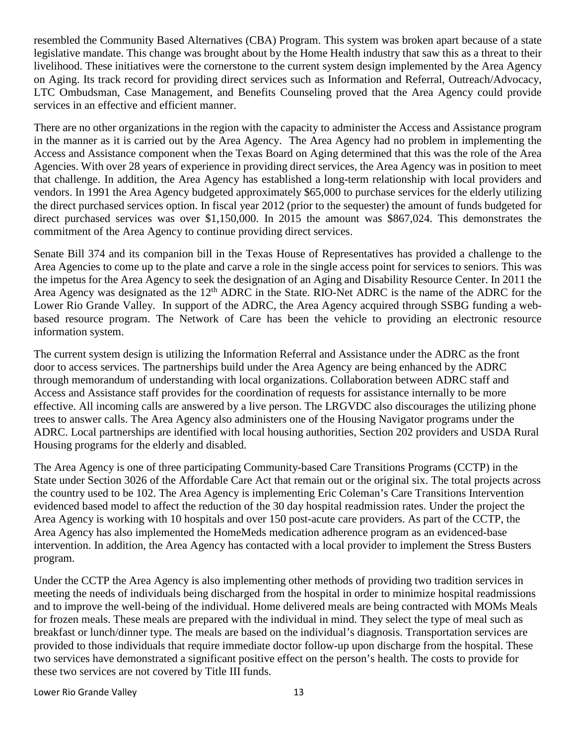resembled the Community Based Alternatives (CBA) Program. This system was broken apart because of a state legislative mandate. This change was brought about by the Home Health industry that saw this as a threat to their livelihood. These initiatives were the cornerstone to the current system design implemented by the Area Agency on Aging. Its track record for providing direct services such as Information and Referral, Outreach/Advocacy, LTC Ombudsman, Case Management, and Benefits Counseling proved that the Area Agency could provide services in an effective and efficient manner.

There are no other organizations in the region with the capacity to administer the Access and Assistance program in the manner as it is carried out by the Area Agency. The Area Agency had no problem in implementing the Access and Assistance component when the Texas Board on Aging determined that this was the role of the Area Agencies. With over 28 years of experience in providing direct services, the Area Agency was in position to meet that challenge. In addition, the Area Agency has established a long-term relationship with local providers and vendors. In 1991 the Area Agency budgeted approximately $65,000 to purchase services for the elderly utilizing the direct purchased services option. In fiscal year 2012 (prior to the sequester) the amount of funds budgeted for direct purchased services was over $1,150,000. In 2015 the amount was $867,024. This demonstrates the commitment of the Area Agency to continue providing direct services.

Senate Bill 374 and its companion bill in the Texas House of Representatives has provided a challenge to the Area Agencies to come up to the plate and carve a role in the single access point for services to seniors. This was the impetus for the Area Agency to seek the designation of an Aging and Disability Resource Center. In 2011 the Area Agency was designated as the 12th ADRC in the State. RIO-Net ADRC is the name of the ADRC for the Lower Rio Grande Valley. In support of the ADRC, the Area Agency acquired through SSBG funding a web-based resource program. The Network of Care has been the vehicle to providing an electronic resource information system.

The current system design is utilizing the Information Referral and Assistance under the ADRC as the front door to access services. The partnerships build under the Area Agency are being enhanced by the ADRC through memorandum of understanding with local organizations. Collaboration between ADRC staff and Access and Assistance staff provides for the coordination of requests for assistance internally to be more effective. All incoming calls are answered by a live person. The LRGVDC also discourages the utilizing phone trees to answer calls. The Area Agency also administers one of the Housing Navigator programs under the ADRC. Local partnerships are identified with local housing authorities, Section 202 providers and USDA Rural Housing programs for the elderly and disabled.

The Area Agency is one of three participating Community-based Care Transitions Programs (CCTP) in the State under Section 3026 of the Affordable Care Act that remain out or the original six. The total projects across the country used to be 102. The Area Agency is implementing Eric Coleman's Care Transitions Intervention evidenced based model to affect the reduction of the 30 day hospital readmission rates. Under the project the Area Agency is working with 10 hospitals and over 150 post-acute care providers. As part of the CCTP, the Area Agency has also implemented the HomeMeds medication adherence program as an evidenced-base intervention. In addition, the Area Agency has contacted with a local provider to implement the Stress Busters program.

Under the CCTP the Area Agency is also implementing other methods of providing two tradition services in meeting the needs of individuals being discharged from the hospital in order to minimize hospital readmissions and to improve the well-being of the individual. Home delivered meals are being contracted with MOMs Meals for frozen meals. These meals are prepared with the individual in mind. They select the type of meal such as breakfast or lunch/dinner type. The meals are based on the individual's diagnosis. Transportation services are provided to those individuals that require immediate doctor follow-up upon discharge from the hospital. These two services have demonstrated a significant positive effect on the person's health. The costs to provide for these two services are not covered by Title III funds.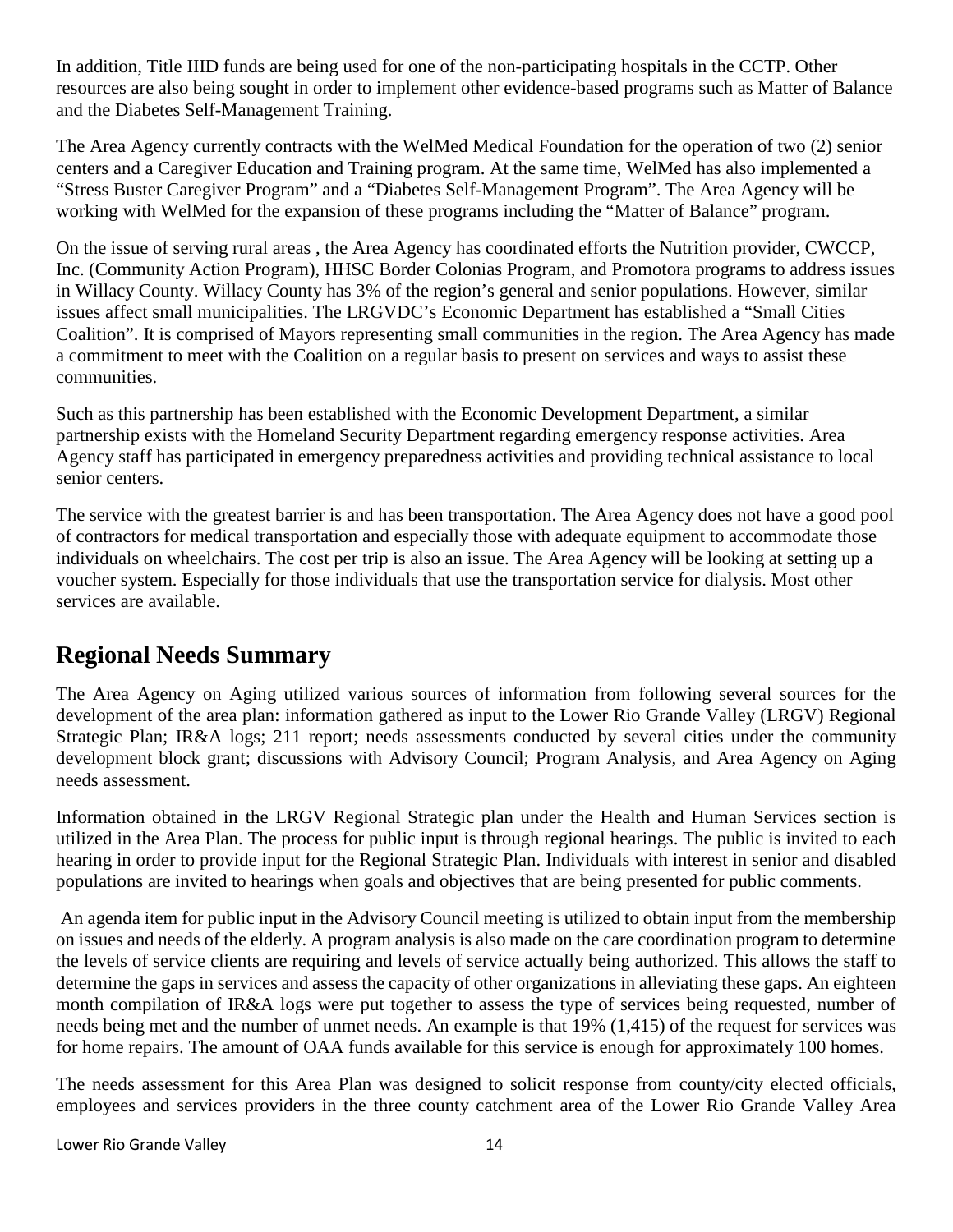In addition, Title IIID funds are being used for one of the non-participating hospitals in the CCTP. Other resources are also being sought in order to implement other evidence-based programs such as Matter of Balance and the Diabetes Self-Management Training.

The Area Agency currently contracts with the WelMed Medical Foundation for the operation of two (2) senior centers and a Caregiver Education and Training program. At the same time, WelMed has also implemented a "Stress Buster Caregiver Program" and a "Diabetes Self-Management Program". The Area Agency will be working with WelMed for the expansion of these programs including the "Matter of Balance" program.

On the issue of serving rural areas , the Area Agency has coordinated efforts the Nutrition provider, CWCCP, Inc. (Community Action Program), HHSC Border Colonias Program, and Promotora programs to address issues in Willacy County. Willacy County has 3% of the region's general and senior populations. However, similar issues affect small municipalities. The LRGVDC's Economic Department has established a "Small Cities Coalition". It is comprised of Mayors representing small communities in the region. The Area Agency has made a commitment to meet with the Coalition on a regular basis to present on services and ways to assist these communities.

Such as this partnership has been established with the Economic Development Department, a similar partnership exists with the Homeland Security Department regarding emergency response activities. Area Agency staff has participated in emergency preparedness activities and providing technical assistance to local senior centers.

The service with the greatest barrier is and has been transportation. The Area Agency does not have a good pool of contractors for medical transportation and especially those with adequate equipment to accommodate those individuals on wheelchairs. The cost per trip is also an issue. The Area Agency will be looking at setting up a voucher system. Especially for those individuals that use the transportation service for dialysis. Most other services are available.

## Regional Needs Summary

The Area Agency on Aging utilized various sources of information from following several sources for the development of the area plan: information gathered as input to the Lower Rio Grande Valley (LRGV) Regional Strategic Plan; IR&A logs; 211 report; needs assessments conducted by several cities under the community development block grant; discussions with Advisory Council; Program Analysis, and Area Agency on Aging needs assessment.

Information obtained in the LRGV Regional Strategic plan under the Health and Human Services section is utilized in the Area Plan. The process for public input is through regional hearings. The public is invited to each hearing in order to provide input for the Regional Strategic Plan. Individuals with interest in senior and disabled populations are invited to hearings when goals and objectives that are being presented for public comments.

An agenda item for public input in the Advisory Council meeting is utilized to obtain input from the membership on issues and needs of the elderly. A program analysis is also made on the care coordination program to determine the levels of service clients are requiring and levels of service actually being authorized. This allows the staff to determine the gaps in services and assess the capacity of other organizations in alleviating these gaps. An eighteen month compilation of IR&A logs were put together to assess the type of services being requested, number of needs being met and the number of unmet needs. An example is that 19% (1,415) of the request for services was for home repairs. The amount of OAA funds available for this service is enough for approximately 100 homes.

The needs assessment for this Area Plan was designed to solicit response from county/city elected officials, employees and services providers in the three county catchment area of the Lower Rio Grande Valley Area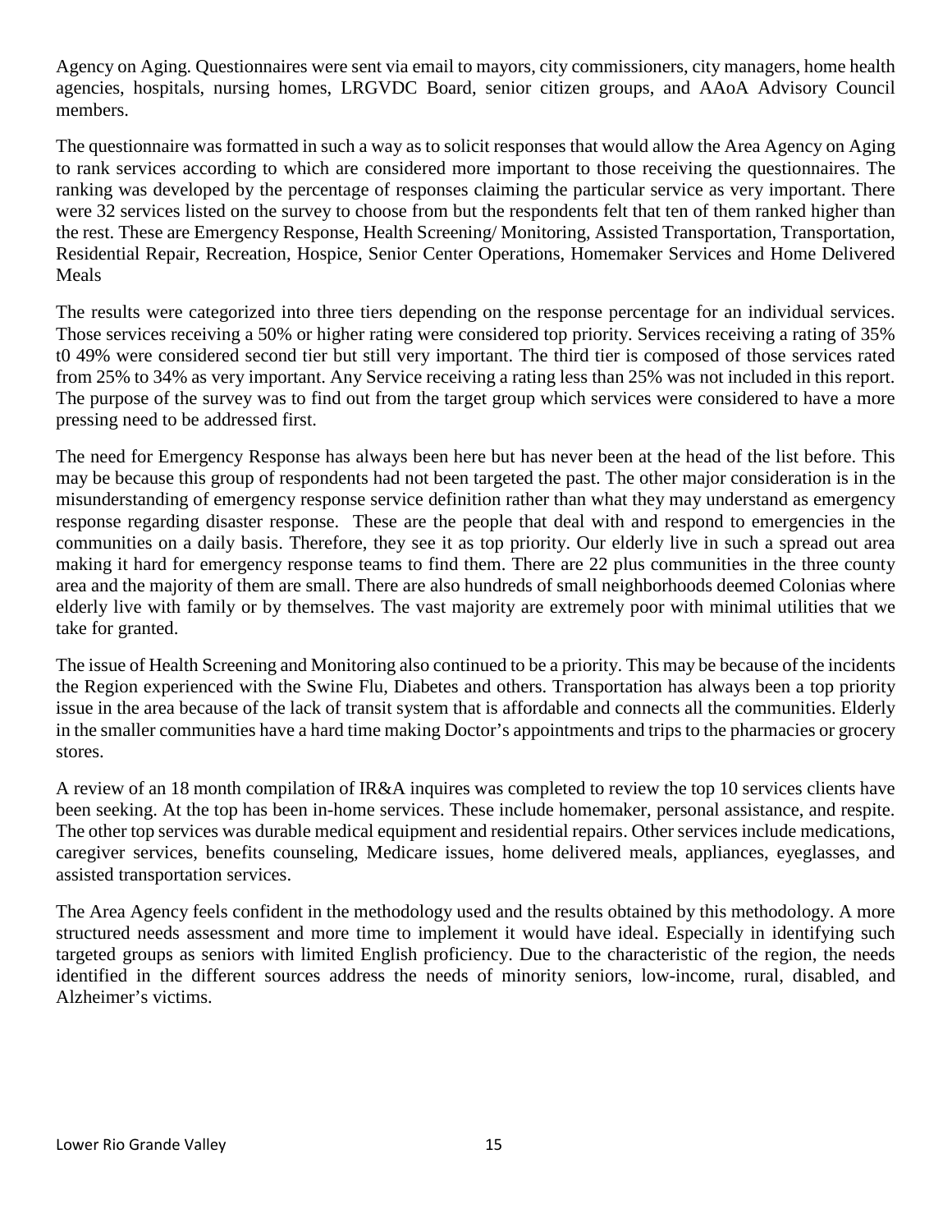Agency on Aging. Questionnaires were sent via email to mayors, city commissioners, city managers, home health agencies, hospitals, nursing homes, LRGVDC Board, senior citizen groups, and AAoA Advisory Council members.

The questionnaire was formatted in such a way as to solicit responses that would allow the Area Agency on Aging to rank services according to which are considered more important to those receiving the questionnaires. The ranking was developed by the percentage of responses claiming the particular service as very important. There were 32 services listed on the survey to choose from but the respondents felt that ten of them ranked higher than the rest. These are Emergency Response, Health Screening/ Monitoring, Assisted Transportation, Transportation, Residential Repair, Recreation, Hospice, Senior Center Operations, Homemaker Services and Home Delivered Meals

The results were categorized into three tiers depending on the response percentage for an individual services. Those services receiving a 50% or higher rating were considered top priority. Services receiving a rating of 35% t0 49% were considered second tier but still very important. The third tier is composed of those services rated from 25% to 34% as very important. Any Service receiving a rating less than 25% was not included in this report. The purpose of the survey was to find out from the target group which services were considered to have a more pressing need to be addressed first.

The need for Emergency Response has always been here but has never been at the head of the list before. This may be because this group of respondents had not been targeted the past. The other major consideration is in the misunderstanding of emergency response service definition rather than what they may understand as emergency response regarding disaster response. These are the people that deal with and respond to emergencies in the communities on a daily basis. Therefore, they see it as top priority. Our elderly live in such a spread out area making it hard for emergency response teams to find them. There are 22 plus communities in the three county area and the majority of them are small. There are also hundreds of small neighborhoods deemed Colonias where elderly live with family or by themselves. The vast majority are extremely poor with minimal utilities that we take for granted.

The issue of Health Screening and Monitoring also continued to be a priority. This may be because of the incidents the Region experienced with the Swine Flu, Diabetes and others. Transportation has always been a top priority issue in the area because of the lack of transit system that is affordable and connects all the communities. Elderly in the smaller communities have a hard time making Doctor's appointments and trips to the pharmacies or grocery stores.

A review of an 18 month compilation of IR&A inquires was completed to review the top 10 services clients have been seeking. At the top has been in-home services. These include homemaker, personal assistance, and respite. The other top services was durable medical equipment and residential repairs. Other services include medications, caregiver services, benefits counseling, Medicare issues, home delivered meals, appliances, eyeglasses, and assisted transportation services.

The Area Agency feels confident in the methodology used and the results obtained by this methodology. A more structured needs assessment and more time to implement it would have ideal. Especially in identifying such targeted groups as seniors with limited English proficiency. Due to the characteristic of the region, the needs identified in the different sources address the needs of minority seniors, low-income, rural, disabled, and Alzheimer's victims.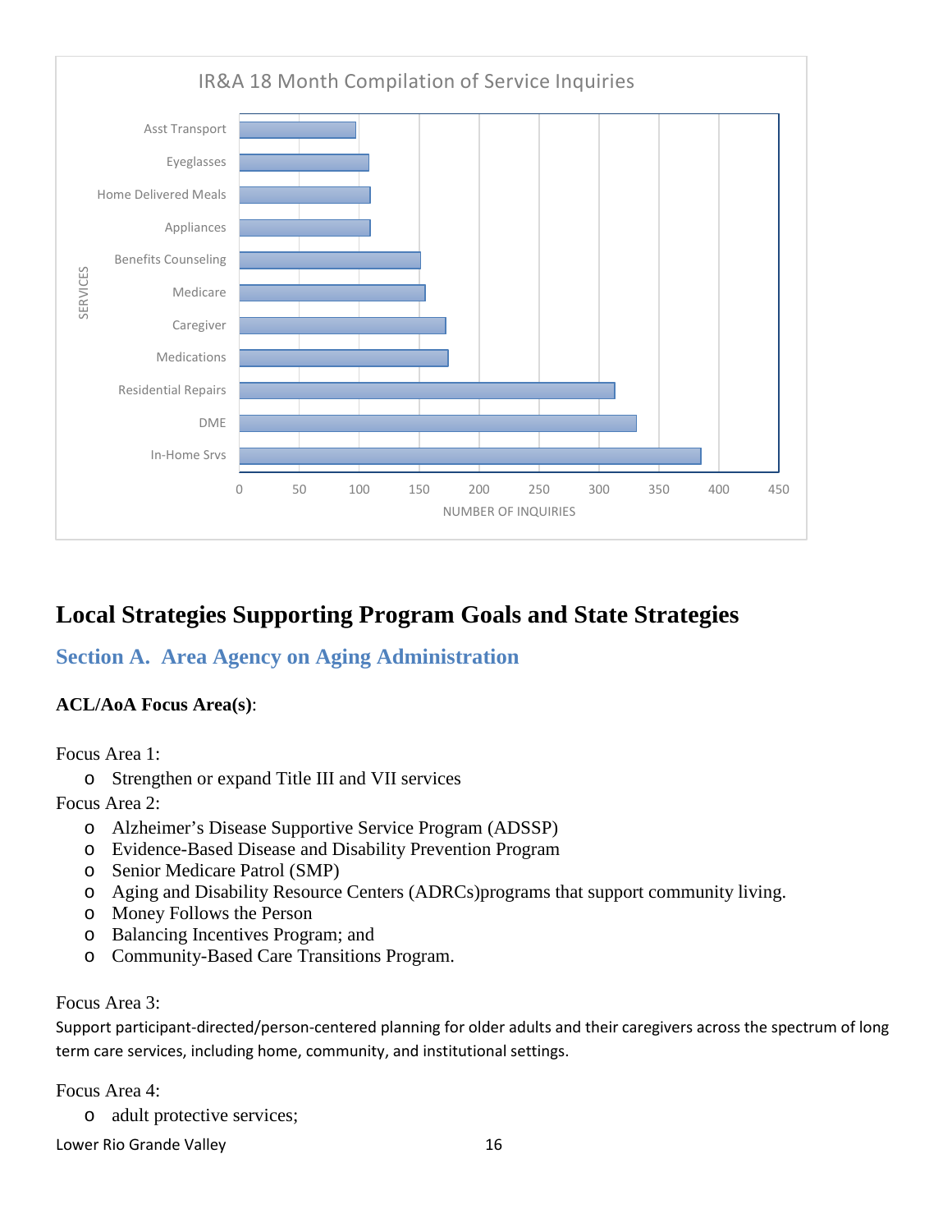IR&A 18 Month Compilation of Service Inquiries

| SERVICES | NUMBER OF INQUIRIES (approx.) |
|---|---|
| Asst Transport | 97 |
| Eyeglasses | 108 |
| Home Delivered Meals | 109 |
| Appliances | 109 |
| Benefits Counseling | 151 |
| Medicare | 155 |
| Caregiver | 172 |
| Medications | 174 |
| Residential Repairs | 313 |
| DME | 331 |
| In-Home Srvs | 385 |

## Local Strategies Supporting Program Goals and State Strategies

### Section A. Area Agency on Aging Administration

**ACL/AoA Focus Area(s)**:

Focus Area 1:

- Strengthen or expand Title III and VII services

Focus Area 2:

- Alzheimer's Disease Supportive Service Program (ADSSP)
- Evidence-Based Disease and Disability Prevention Program
- Senior Medicare Patrol (SMP)
- Aging and Disability Resource Centers (ADRCs)programs that support community living.
- Money Follows the Person
- Balancing Incentives Program; and
- Community-Based Care Transitions Program.

Focus Area 3:

Support participant-directed/person-centered planning for older adults and their caregivers across the spectrum of long term care services, including home, community, and institutional settings.

Focus Area 4:

- adult protective services;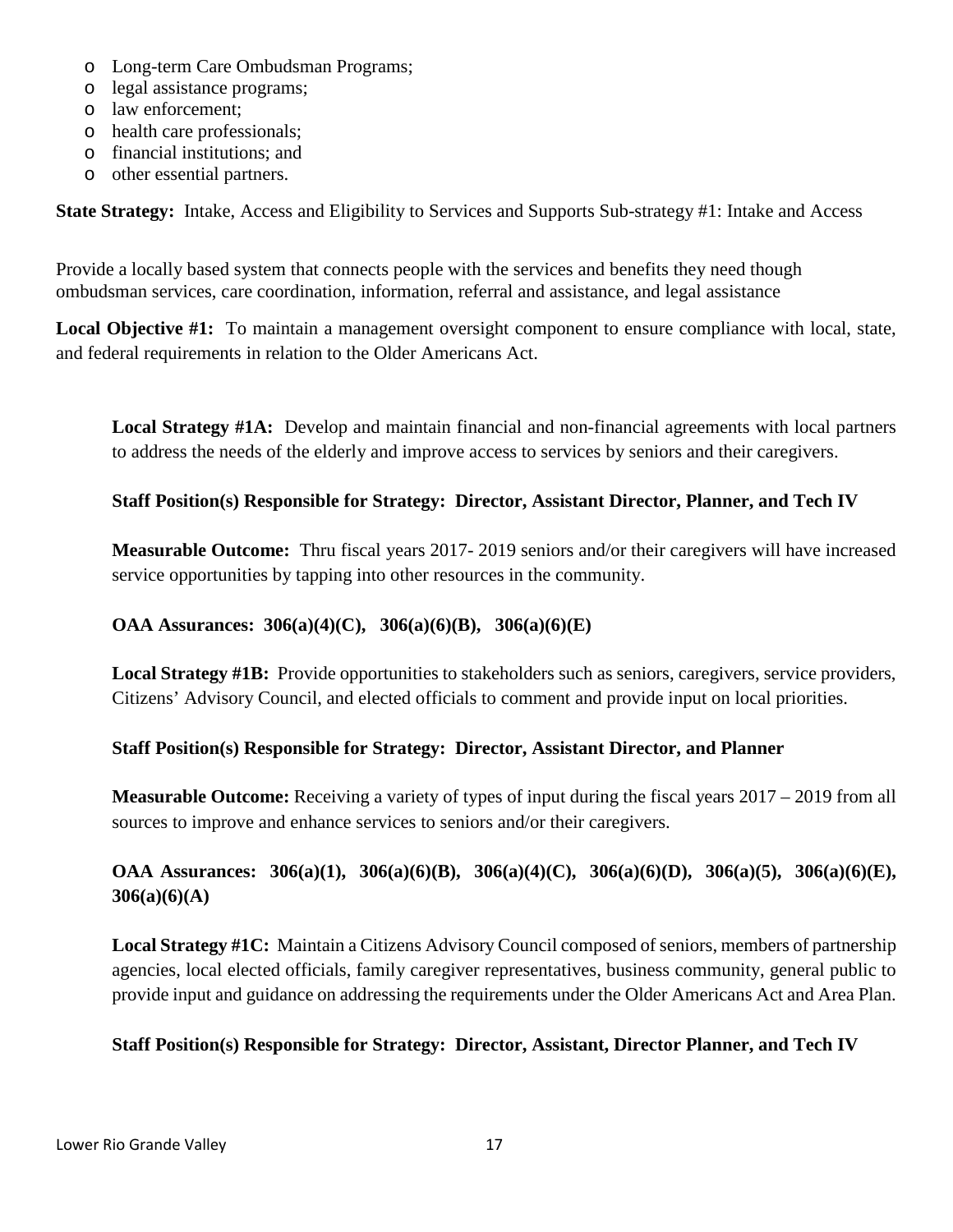- Long-term Care Ombudsman Programs;
- legal assistance programs;
- law enforcement;
- health care professionals;
- financial institutions; and
- other essential partners.

**State Strategy:** Intake, Access and Eligibility to Services and Supports Sub-strategy #1: Intake and Access

Provide a locally based system that connects people with the services and benefits they need though ombudsman services, care coordination, information, referral and assistance, and legal assistance

**Local Objective #1:** To maintain a management oversight component to ensure compliance with local, state, and federal requirements in relation to the Older Americans Act.

**Local Strategy #1A:** Develop and maintain financial and non-financial agreements with local partners to address the needs of the elderly and improve access to services by seniors and their caregivers.

**Staff Position(s) Responsible for Strategy: Director, Assistant Director, Planner, and Tech IV**

**Measurable Outcome:** Thru fiscal years 2017- 2019 seniors and/or their caregivers will have increased service opportunities by tapping into other resources in the community.

**OAA Assurances: 306(a)(4)(C), 306(a)(6)(B), 306(a)(6)(E)**

**Local Strategy #1B:** Provide opportunities to stakeholders such as seniors, caregivers, service providers, Citizens' Advisory Council, and elected officials to comment and provide input on local priorities.

**Staff Position(s) Responsible for Strategy: Director, Assistant Director, and Planner**

**Measurable Outcome:** Receiving a variety of types of input during the fiscal years 2017 – 2019 from all sources to improve and enhance services to seniors and/or their caregivers.

**OAA Assurances: 306(a)(1), 306(a)(6)(B), 306(a)(4)(C), 306(a)(6)(D), 306(a)(5), 306(a)(6)(E), 306(a)(6)(A)**

**Local Strategy #1C:** Maintain a Citizens Advisory Council composed of seniors, members of partnership agencies, local elected officials, family caregiver representatives, business community, general public to provide input and guidance on addressing the requirements under the Older Americans Act and Area Plan.

**Staff Position(s) Responsible for Strategy: Director, Assistant, Director Planner, and Tech IV**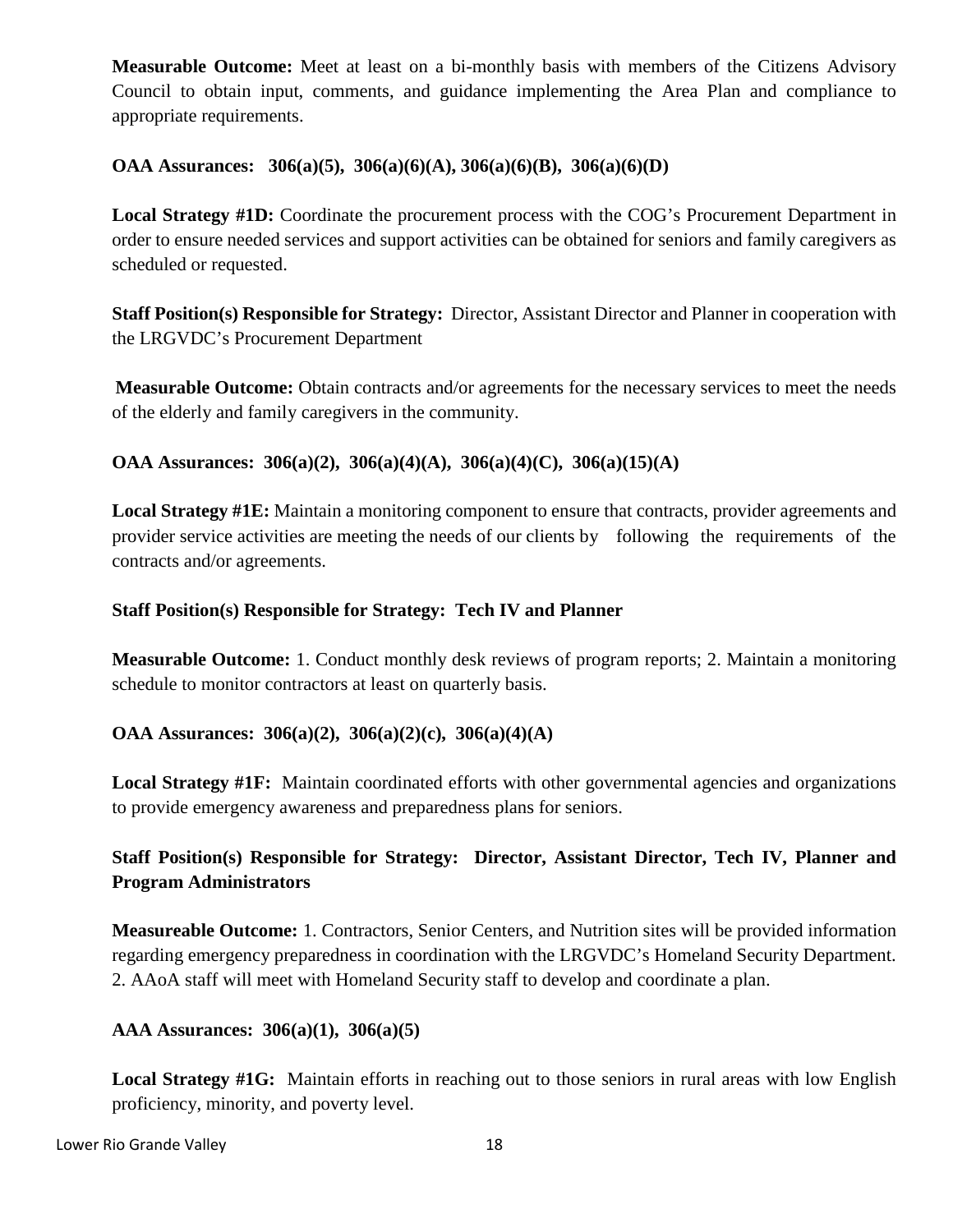**Measurable Outcome:** Meet at least on a bi-monthly basis with members of the Citizens Advisory Council to obtain input, comments, and guidance implementing the Area Plan and compliance to appropriate requirements.

**OAA Assurances: 306(a)(5), 306(a)(6)(A), 306(a)(6)(B), 306(a)(6)(D)**

**Local Strategy #1D:** Coordinate the procurement process with the COG's Procurement Department in order to ensure needed services and support activities can be obtained for seniors and family caregivers as scheduled or requested.

**Staff Position(s) Responsible for Strategy:** Director, Assistant Director and Planner in cooperation with the LRGVDC's Procurement Department

**Measurable Outcome:** Obtain contracts and/or agreements for the necessary services to meet the needs of the elderly and family caregivers in the community.

**OAA Assurances: 306(a)(2), 306(a)(4)(A), 306(a)(4)(C), 306(a)(15)(A)**

**Local Strategy #1E:** Maintain a monitoring component to ensure that contracts, provider agreements and provider service activities are meeting the needs of our clients by following the requirements of the contracts and/or agreements.

**Staff Position(s) Responsible for Strategy: Tech IV and Planner**

**Measurable Outcome:** 1. Conduct monthly desk reviews of program reports; 2. Maintain a monitoring schedule to monitor contractors at least on quarterly basis.

**OAA Assurances: 306(a)(2), 306(a)(2)(c), 306(a)(4)(A)**

**Local Strategy #1F:** Maintain coordinated efforts with other governmental agencies and organizations to provide emergency awareness and preparedness plans for seniors.

**Staff Position(s) Responsible for Strategy: Director, Assistant Director, Tech IV, Planner and Program Administrators**

**Measureable Outcome:** 1. Contractors, Senior Centers, and Nutrition sites will be provided information regarding emergency preparedness in coordination with the LRGVDC's Homeland Security Department. 2. AAoA staff will meet with Homeland Security staff to develop and coordinate a plan.

**AAA Assurances: 306(a)(1), 306(a)(5)**

**Local Strategy #1G:** Maintain efforts in reaching out to those seniors in rural areas with low English proficiency, minority, and poverty level.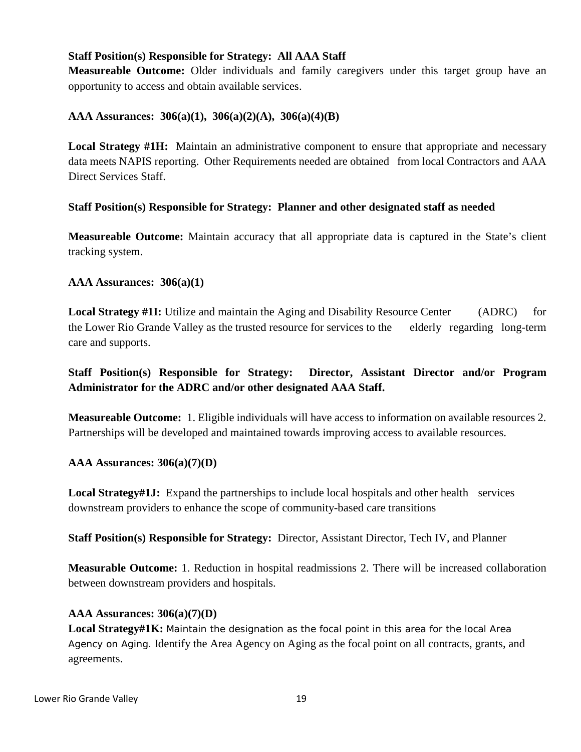**Staff Position(s) Responsible for Strategy: All AAA Staff**

**Measureable Outcome:** Older individuals and family caregivers under this target group have an opportunity to access and obtain available services.

**AAA Assurances: 306(a)(1), 306(a)(2)(A), 306(a)(4)(B)**

**Local Strategy #1H:** Maintain an administrative component to ensure that appropriate and necessary data meets NAPIS reporting. Other Requirements needed are obtained from local Contractors and AAA Direct Services Staff.

**Staff Position(s) Responsible for Strategy: Planner and other designated staff as needed**

**Measureable Outcome:** Maintain accuracy that all appropriate data is captured in the State's client tracking system.

**AAA Assurances: 306(a)(1)**

**Local Strategy #1I:** Utilize and maintain the Aging and Disability Resource Center (ADRC) for the Lower Rio Grande Valley as the trusted resource for services to the elderly regarding long-term care and supports.

**Staff Position(s) Responsible for Strategy: Director, Assistant Director and/or Program Administrator for the ADRC and/or other designated AAA Staff.**

**Measureable Outcome:** 1. Eligible individuals will have access to information on available resources 2. Partnerships will be developed and maintained towards improving access to available resources.

**AAA Assurances: 306(a)(7)(D)**

**Local Strategy#1J:** Expand the partnerships to include local hospitals and other health services downstream providers to enhance the scope of community-based care transitions

**Staff Position(s) Responsible for Strategy:** Director, Assistant Director, Tech IV, and Planner

**Measurable Outcome:** 1. Reduction in hospital readmissions 2. There will be increased collaboration between downstream providers and hospitals.

**AAA Assurances: 306(a)(7)(D)**

**Local Strategy#1K:** Maintain the designation as the focal point in this area for the local Area Agency on Aging. Identify the Area Agency on Aging as the focal point on all contracts, grants, and agreements.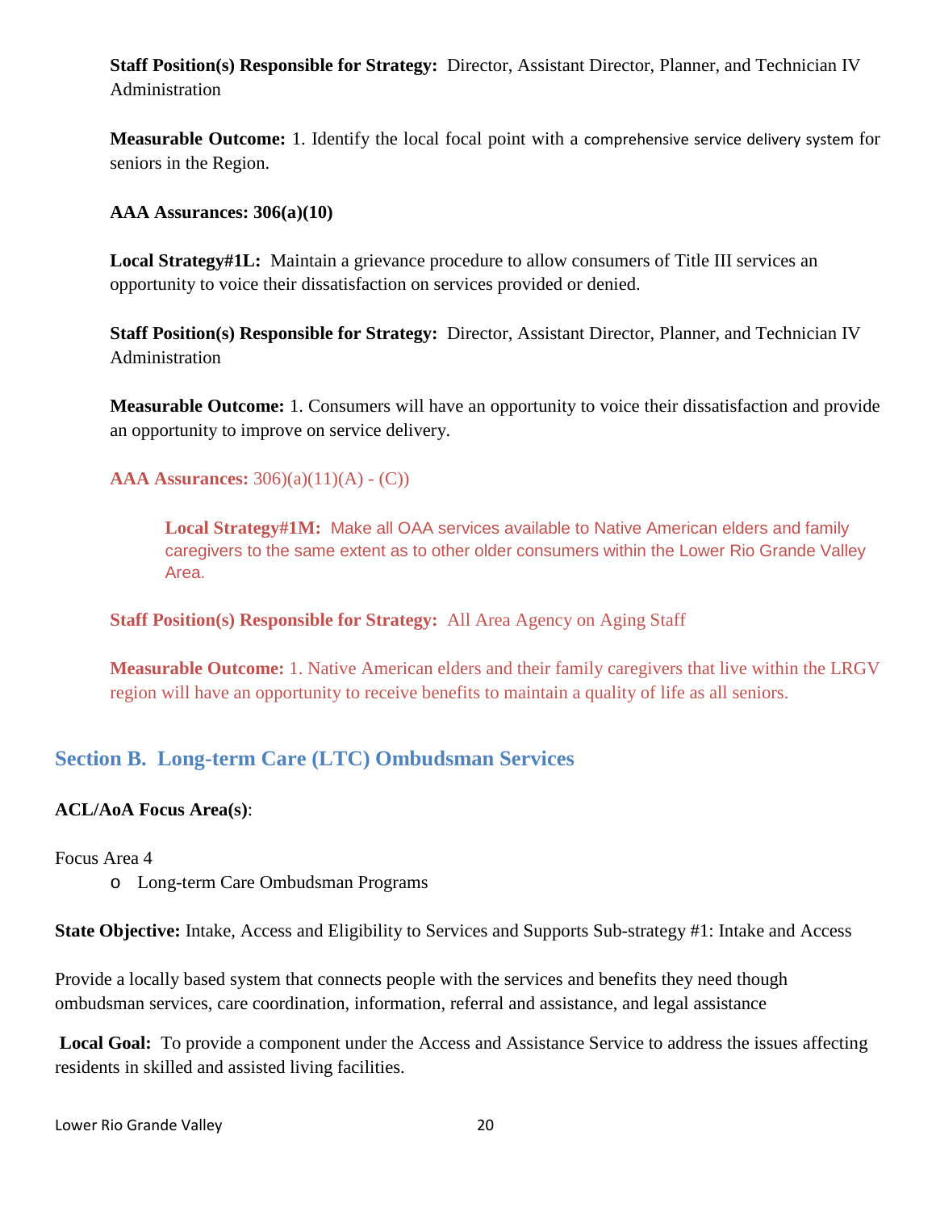**Staff Position(s) Responsible for Strategy:** Director, Assistant Director, Planner, and Technician IV Administration

**Measurable Outcome:** 1. Identify the local focal point with a comprehensive service delivery system for seniors in the Region.

**AAA Assurances: 306(a)(10)**

**Local Strategy#1L:** Maintain a grievance procedure to allow consumers of Title III services an opportunity to voice their dissatisfaction on services provided or denied.

**Staff Position(s) Responsible for Strategy:** Director, Assistant Director, Planner, and Technician IV Administration

**Measurable Outcome:** 1. Consumers will have an opportunity to voice their dissatisfaction and provide an opportunity to improve on service delivery.

**AAA Assurances:** 306)(a)(11)(A) - (C))

**Local Strategy#1M:** Make all OAA services available to Native American elders and family caregivers to the same extent as to other older consumers within the Lower Rio Grande Valley Area.

**Staff Position(s) Responsible for Strategy:** All Area Agency on Aging Staff

**Measurable Outcome:** 1. Native American elders and their family caregivers that live within the LRGV region will have an opportunity to receive benefits to maintain a quality of life as all seniors.

## Section B. Long-term Care (LTC) Ombudsman Services

**ACL/AoA Focus Area(s)**:

Focus Area 4

- Long-term Care Ombudsman Programs

**State Objective:** Intake, Access and Eligibility to Services and Supports Sub-strategy #1: Intake and Access

Provide a locally based system that connects people with the services and benefits they need though ombudsman services, care coordination, information, referral and assistance, and legal assistance

**Local Goal:** To provide a component under the Access and Assistance Service to address the issues affecting residents in skilled and assisted living facilities.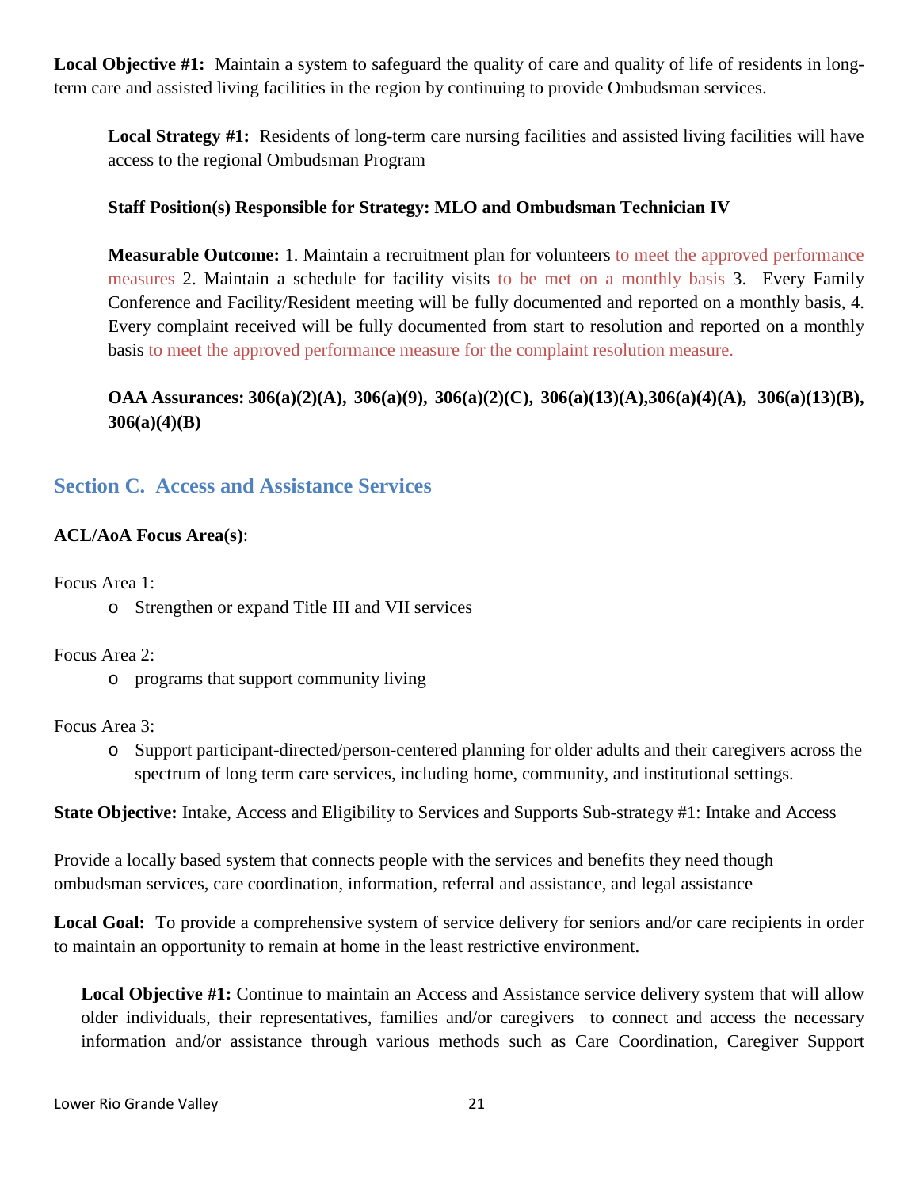**Local Objective #1:** Maintain a system to safeguard the quality of care and quality of life of residents in long-term care and assisted living facilities in the region by continuing to provide Ombudsman services.

**Local Strategy #1:** Residents of long-term care nursing facilities and assisted living facilities will have access to the regional Ombudsman Program

**Staff Position(s) Responsible for Strategy: MLO and Ombudsman Technician IV**

**Measurable Outcome:** 1. Maintain a recruitment plan for volunteers to meet the approved performance measures 2. Maintain a schedule for facility visits to be met on a monthly basis 3. Every Family Conference and Facility/Resident meeting will be fully documented and reported on a monthly basis, 4. Every complaint received will be fully documented from start to resolution and reported on a monthly basis to meet the approved performance measure for the complaint resolution measure.

**OAA Assurances: 306(a)(2)(A), 306(a)(9), 306(a)(2)(C), 306(a)(13)(A),306(a)(4)(A), 306(a)(13)(B), 306(a)(4)(B)**

## Section C. Access and Assistance Services

**ACL/AoA Focus Area(s)**:

Focus Area 1:

- Strengthen or expand Title III and VII services

Focus Area 2:

- programs that support community living

Focus Area 3:

- Support participant-directed/person-centered planning for older adults and their caregivers across the spectrum of long term care services, including home, community, and institutional settings.

**State Objective:** Intake, Access and Eligibility to Services and Supports Sub-strategy #1: Intake and Access

Provide a locally based system that connects people with the services and benefits they need though ombudsman services, care coordination, information, referral and assistance, and legal assistance

**Local Goal:** To provide a comprehensive system of service delivery for seniors and/or care recipients in order to maintain an opportunity to remain at home in the least restrictive environment.

**Local Objective #1:** Continue to maintain an Access and Assistance service delivery system that will allow older individuals, their representatives, families and/or caregivers to connect and access the necessary information and/or assistance through various methods such as Care Coordination, Caregiver Support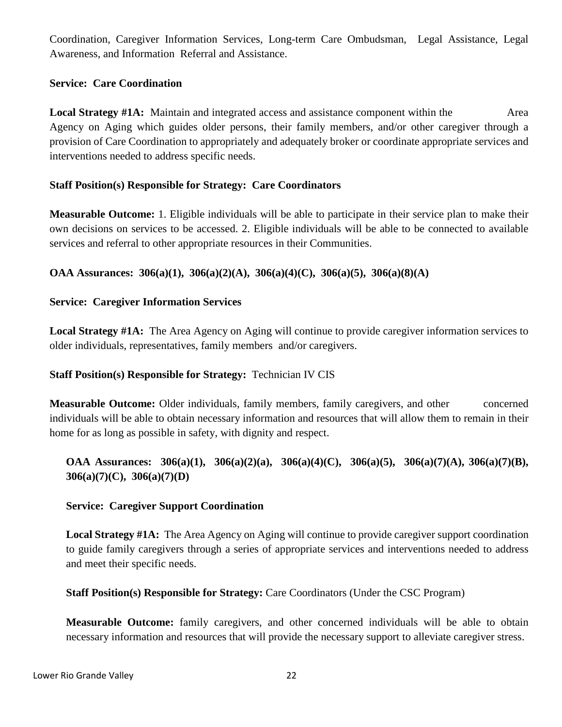Coordination, Caregiver Information Services, Long-term Care Ombudsman, Legal Assistance, Legal Awareness, and Information Referral and Assistance.

**Service: Care Coordination**

**Local Strategy #1A:** Maintain and integrated access and assistance component within the Area Agency on Aging which guides older persons, their family members, and/or other caregiver through a provision of Care Coordination to appropriately and adequately broker or coordinate appropriate services and interventions needed to address specific needs.

**Staff Position(s) Responsible for Strategy: Care Coordinators**

**Measurable Outcome:** 1. Eligible individuals will be able to participate in their service plan to make their own decisions on services to be accessed. 2. Eligible individuals will be able to be connected to available services and referral to other appropriate resources in their Communities.

**OAA Assurances: 306(a)(1), 306(a)(2)(A), 306(a)(4)(C), 306(a)(5), 306(a)(8)(A)**

**Service: Caregiver Information Services**

**Local Strategy #1A:** The Area Agency on Aging will continue to provide caregiver information services to older individuals, representatives, family members and/or caregivers.

**Staff Position(s) Responsible for Strategy:** Technician IV CIS

**Measurable Outcome:** Older individuals, family members, family caregivers, and other concerned individuals will be able to obtain necessary information and resources that will allow them to remain in their home for as long as possible in safety, with dignity and respect.

**OAA Assurances: 306(a)(1), 306(a)(2)(a), 306(a)(4)(C), 306(a)(5), 306(a)(7)(A), 306(a)(7)(B), 306(a)(7)(C), 306(a)(7)(D)**

**Service: Caregiver Support Coordination**

**Local Strategy #1A:** The Area Agency on Aging will continue to provide caregiver support coordination to guide family caregivers through a series of appropriate services and interventions needed to address and meet their specific needs.

**Staff Position(s) Responsible for Strategy:** Care Coordinators (Under the CSC Program)

**Measurable Outcome:** family caregivers, and other concerned individuals will be able to obtain necessary information and resources that will provide the necessary support to alleviate caregiver stress.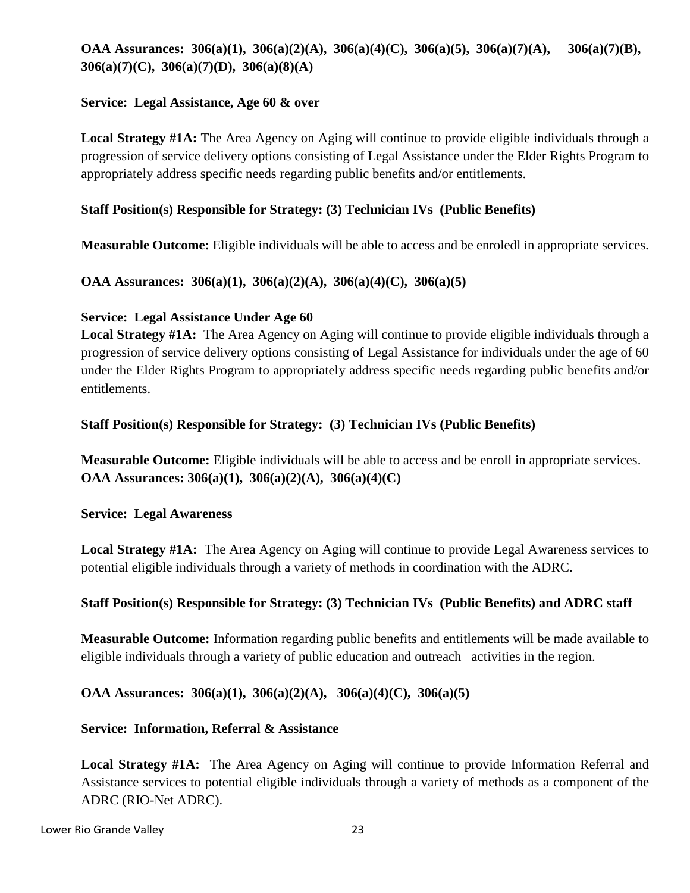**OAA Assurances: 306(a)(1), 306(a)(2)(A), 306(a)(4)(C), 306(a)(5), 306(a)(7)(A), 306(a)(7)(B), 306(a)(7)(C), 306(a)(7)(D), 306(a)(8)(A)**

**Service: Legal Assistance, Age 60 & over**

**Local Strategy #1A:** The Area Agency on Aging will continue to provide eligible individuals through a progression of service delivery options consisting of Legal Assistance under the Elder Rights Program to appropriately address specific needs regarding public benefits and/or entitlements.

**Staff Position(s) Responsible for Strategy: (3) Technician IVs (Public Benefits)**

**Measurable Outcome:** Eligible individuals will be able to access and be enroledl in appropriate services.

**OAA Assurances: 306(a)(1), 306(a)(2)(A), 306(a)(4)(C), 306(a)(5)**

**Service: Legal Assistance Under Age 60**

**Local Strategy #1A:** The Area Agency on Aging will continue to provide eligible individuals through a progression of service delivery options consisting of Legal Assistance for individuals under the age of 60 under the Elder Rights Program to appropriately address specific needs regarding public benefits and/or entitlements.

**Staff Position(s) Responsible for Strategy: (3) Technician IVs (Public Benefits)**

**Measurable Outcome:** Eligible individuals will be able to access and be enroll in appropriate services.

**OAA Assurances: 306(a)(1), 306(a)(2)(A), 306(a)(4)(C)**

**Service: Legal Awareness**

**Local Strategy #1A:** The Area Agency on Aging will continue to provide Legal Awareness services to potential eligible individuals through a variety of methods in coordination with the ADRC.

**Staff Position(s) Responsible for Strategy: (3) Technician IVs (Public Benefits) and ADRC staff**

**Measurable Outcome:** Information regarding public benefits and entitlements will be made available to eligible individuals through a variety of public education and outreach activities in the region.

**OAA Assurances: 306(a)(1), 306(a)(2)(A), 306(a)(4)(C), 306(a)(5)**

**Service: Information, Referral & Assistance**

**Local Strategy #1A:** The Area Agency on Aging will continue to provide Information Referral and Assistance services to potential eligible individuals through a variety of methods as a component of the ADRC (RIO-Net ADRC).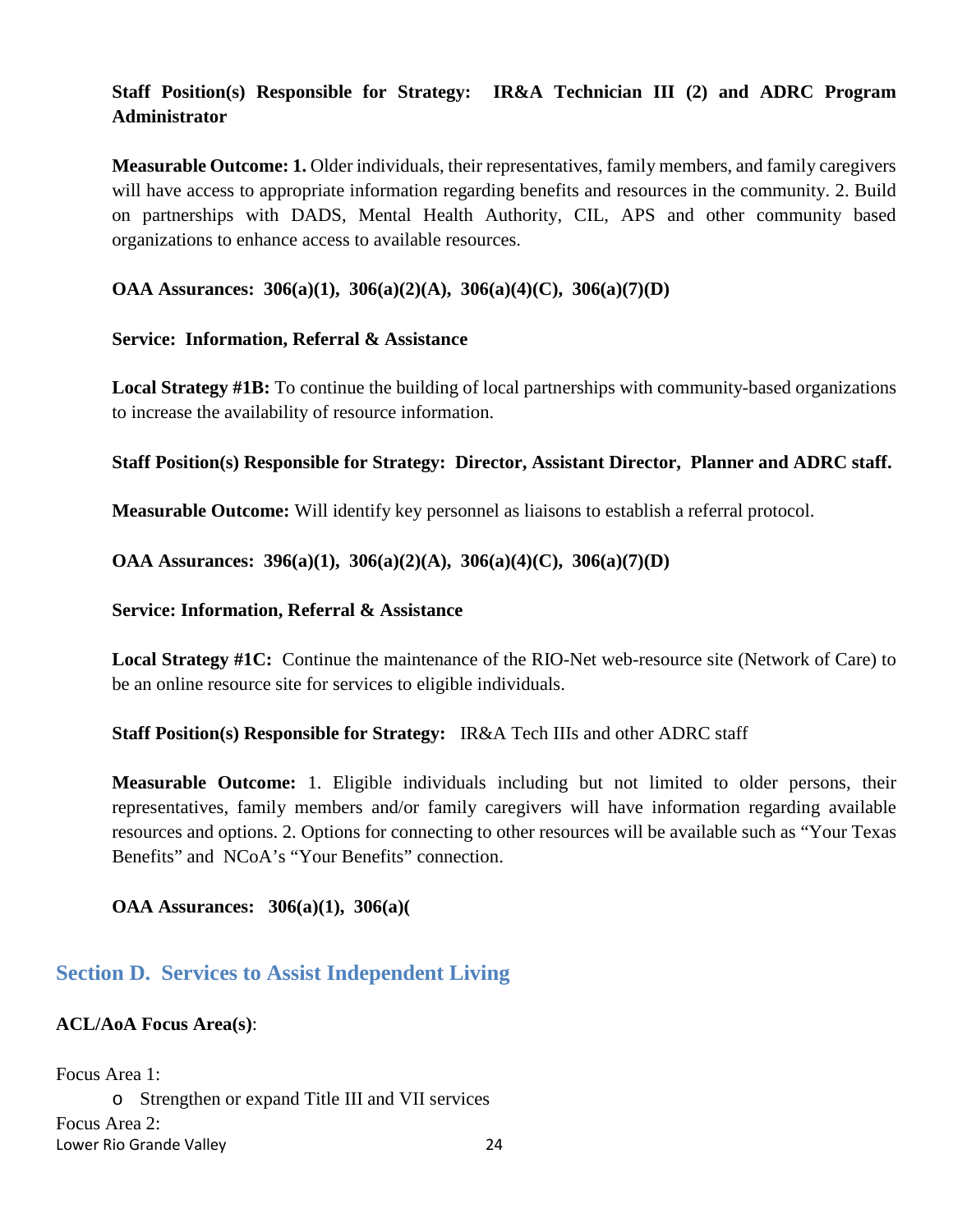**Staff Position(s) Responsible for Strategy: IR&A Technician III (2) and ADRC Program Administrator**

**Measurable Outcome: 1.** Older individuals, their representatives, family members, and family caregivers will have access to appropriate information regarding benefits and resources in the community. 2. Build on partnerships with DADS, Mental Health Authority, CIL, APS and other community based organizations to enhance access to available resources.

**OAA Assurances: 306(a)(1), 306(a)(2)(A), 306(a)(4)(C), 306(a)(7)(D)**

**Service: Information, Referral & Assistance**

**Local Strategy #1B:** To continue the building of local partnerships with community-based organizations to increase the availability of resource information.

**Staff Position(s) Responsible for Strategy: Director, Assistant Director, Planner and ADRC staff.**

**Measurable Outcome:** Will identify key personnel as liaisons to establish a referral protocol.

**OAA Assurances: 396(a)(1), 306(a)(2)(A), 306(a)(4)(C), 306(a)(7)(D)**

**Service: Information, Referral & Assistance**

**Local Strategy #1C:** Continue the maintenance of the RIO-Net web-resource site (Network of Care) to be an online resource site for services to eligible individuals.

**Staff Position(s) Responsible for Strategy:** IR&A Tech IIIs and other ADRC staff

**Measurable Outcome:** 1. Eligible individuals including but not limited to older persons, their representatives, family members and/or family caregivers will have information regarding available resources and options. 2. Options for connecting to other resources will be available such as "Your Texas Benefits" and NCoA's "Your Benefits" connection.

**OAA Assurances: 306(a)(1), 306(a)(**

## Section D. Services to Assist Independent Living

**ACL/AoA Focus Area(s)**:

Focus Area 1:

- Strengthen or expand Title III and VII services

Focus Area 2: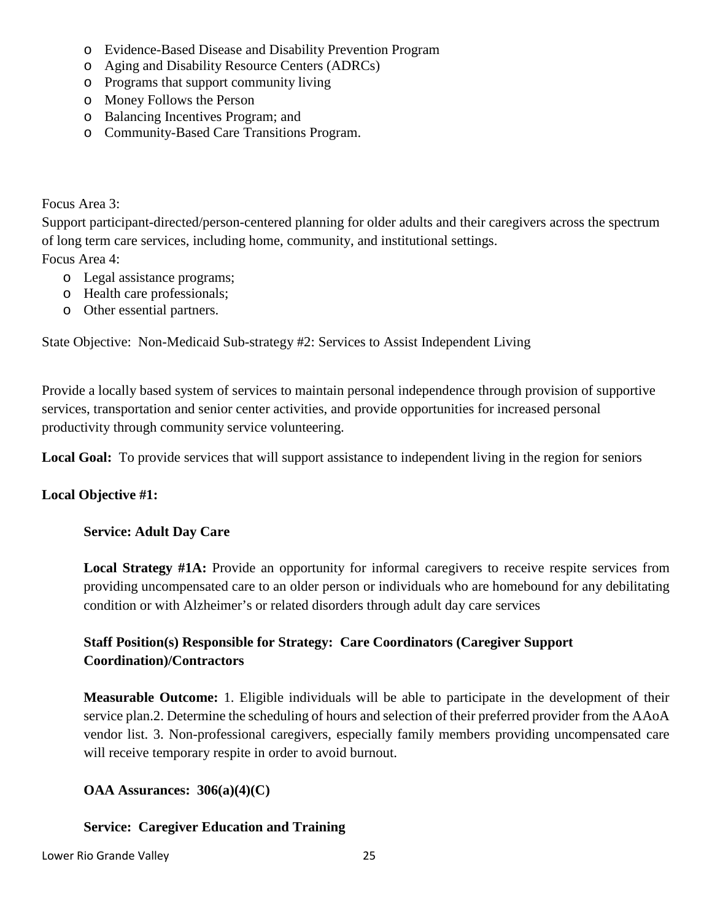- Evidence-Based Disease and Disability Prevention Program
- Aging and Disability Resource Centers (ADRCs)
- Programs that support community living
- Money Follows the Person
- Balancing Incentives Program; and
- Community-Based Care Transitions Program.

Focus Area 3:
Support participant-directed/person-centered planning for older adults and their caregivers across the spectrum of long term care services, including home, community, and institutional settings.
Focus Area 4:

- Legal assistance programs;
- Health care professionals;
- Other essential partners.

State Objective: Non-Medicaid Sub-strategy #2: Services to Assist Independent Living

Provide a locally based system of services to maintain personal independence through provision of supportive services, transportation and senior center activities, and provide opportunities for increased personal productivity through community service volunteering.

**Local Goal:** To provide services that will support assistance to independent living in the region for seniors

**Local Objective #1:**

**Service: Adult Day Care**

**Local Strategy #1A:** Provide an opportunity for informal caregivers to receive respite services from providing uncompensated care to an older person or individuals who are homebound for any debilitating condition or with Alzheimer's or related disorders through adult day care services

**Staff Position(s) Responsible for Strategy: Care Coordinators (Caregiver Support Coordination)/Contractors**

**Measurable Outcome:** 1. Eligible individuals will be able to participate in the development of their service plan.2. Determine the scheduling of hours and selection of their preferred provider from the AAoA vendor list. 3. Non-professional caregivers, especially family members providing uncompensated care will receive temporary respite in order to avoid burnout.

**OAA Assurances: 306(a)(4)(C)**

**Service: Caregiver Education and Training**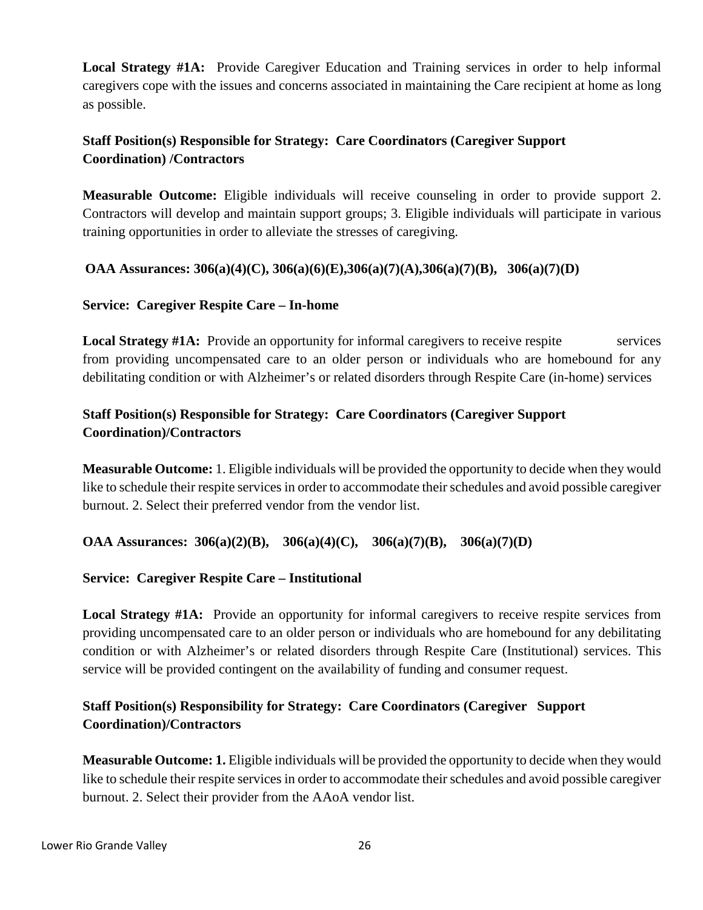**Local Strategy #1A:** Provide Caregiver Education and Training services in order to help informal caregivers cope with the issues and concerns associated in maintaining the Care recipient at home as long as possible.

**Staff Position(s) Responsible for Strategy: Care Coordinators (Caregiver Support Coordination) /Contractors**

**Measurable Outcome:** Eligible individuals will receive counseling in order to provide support 2. Contractors will develop and maintain support groups; 3. Eligible individuals will participate in various training opportunities in order to alleviate the stresses of caregiving.

**OAA Assurances: 306(a)(4)(C), 306(a)(6)(E),306(a)(7)(A),306(a)(7)(B), 306(a)(7)(D)**

**Service: Caregiver Respite Care – In-home**

**Local Strategy #1A:** Provide an opportunity for informal caregivers to receive respite services from providing uncompensated care to an older person or individuals who are homebound for any debilitating condition or with Alzheimer's or related disorders through Respite Care (in-home) services

**Staff Position(s) Responsible for Strategy: Care Coordinators (Caregiver Support Coordination)/Contractors**

**Measurable Outcome:** 1. Eligible individuals will be provided the opportunity to decide when they would like to schedule their respite services in order to accommodate their schedules and avoid possible caregiver burnout. 2. Select their preferred vendor from the vendor list.

**OAA Assurances: 306(a)(2)(B), 306(a)(4)(C), 306(a)(7)(B), 306(a)(7)(D)**

**Service: Caregiver Respite Care – Institutional**

**Local Strategy #1A:** Provide an opportunity for informal caregivers to receive respite services from providing uncompensated care to an older person or individuals who are homebound for any debilitating condition or with Alzheimer's or related disorders through Respite Care (Institutional) services. This service will be provided contingent on the availability of funding and consumer request.

**Staff Position(s) Responsibility for Strategy: Care Coordinators (Caregiver Support Coordination)/Contractors**

**Measurable Outcome: 1.** Eligible individuals will be provided the opportunity to decide when they would like to schedule their respite services in order to accommodate their schedules and avoid possible caregiver burnout. 2. Select their provider from the AAoA vendor list.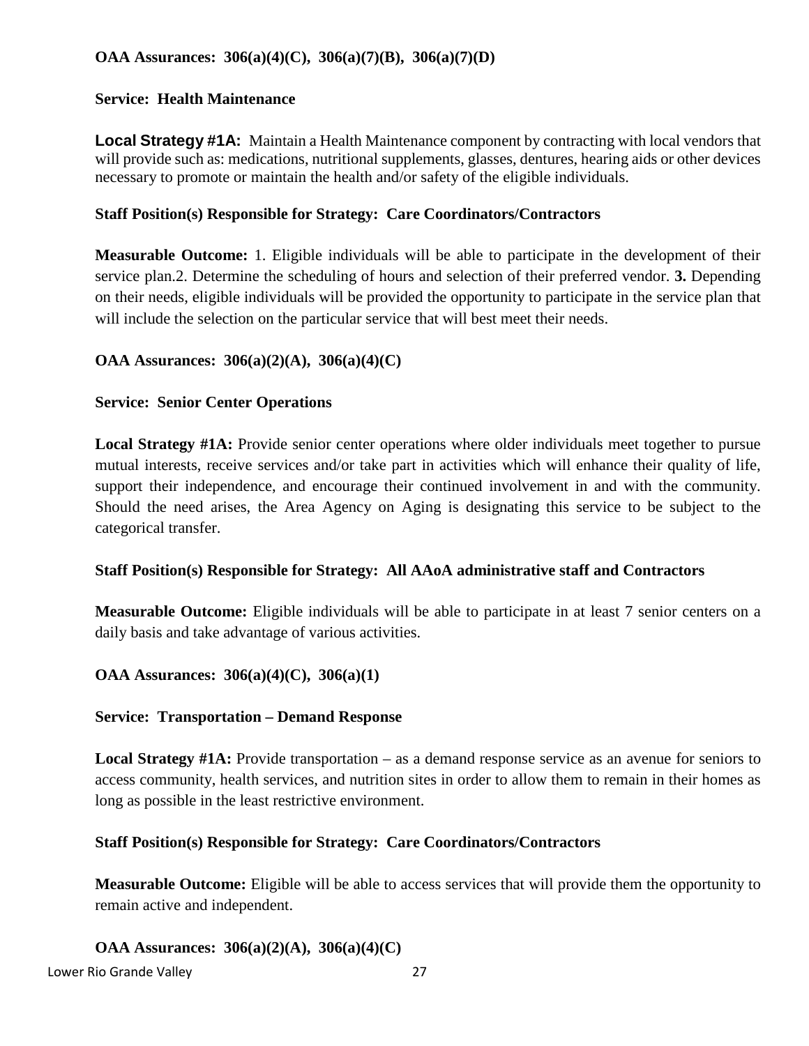**OAA Assurances: 306(a)(4)(C), 306(a)(7)(B), 306(a)(7)(D)**

**Service: Health Maintenance**

**Local Strategy #1A:** Maintain a Health Maintenance component by contracting with local vendors that will provide such as: medications, nutritional supplements, glasses, dentures, hearing aids or other devices necessary to promote or maintain the health and/or safety of the eligible individuals.

**Staff Position(s) Responsible for Strategy: Care Coordinators/Contractors**

**Measurable Outcome:** 1. Eligible individuals will be able to participate in the development of their service plan.2. Determine the scheduling of hours and selection of their preferred vendor. **3.** Depending on their needs, eligible individuals will be provided the opportunity to participate in the service plan that will include the selection on the particular service that will best meet their needs.

**OAA Assurances: 306(a)(2)(A), 306(a)(4)(C)**

**Service: Senior Center Operations**

**Local Strategy #1A:** Provide senior center operations where older individuals meet together to pursue mutual interests, receive services and/or take part in activities which will enhance their quality of life, support their independence, and encourage their continued involvement in and with the community. Should the need arises, the Area Agency on Aging is designating this service to be subject to the categorical transfer.

**Staff Position(s) Responsible for Strategy: All AAoA administrative staff and Contractors**

**Measurable Outcome:** Eligible individuals will be able to participate in at least 7 senior centers on a daily basis and take advantage of various activities.

**OAA Assurances: 306(a)(4)(C), 306(a)(1)**

**Service: Transportation – Demand Response**

**Local Strategy #1A:** Provide transportation – as a demand response service as an avenue for seniors to access community, health services, and nutrition sites in order to allow them to remain in their homes as long as possible in the least restrictive environment.

**Staff Position(s) Responsible for Strategy: Care Coordinators/Contractors**

**Measurable Outcome:** Eligible will be able to access services that will provide them the opportunity to remain active and independent.

**OAA Assurances: 306(a)(2)(A), 306(a)(4)(C)**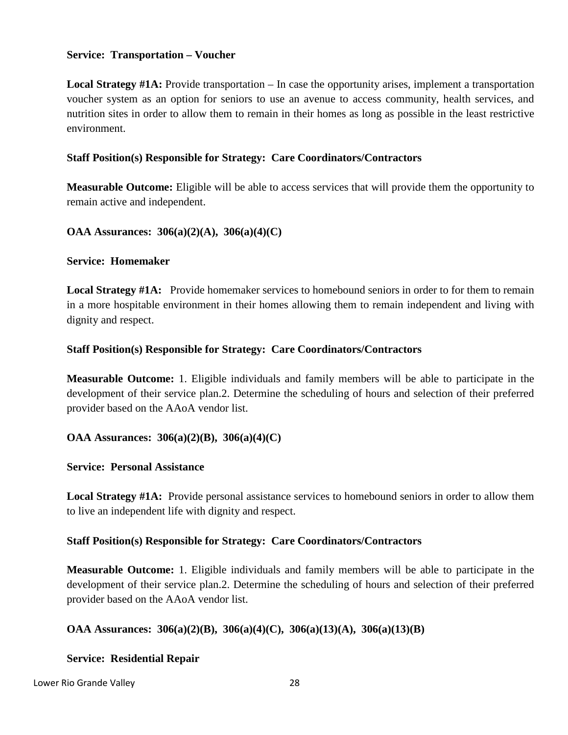**Service: Transportation – Voucher**

**Local Strategy #1A:** Provide transportation – In case the opportunity arises, implement a transportation voucher system as an option for seniors to use an avenue to access community, health services, and nutrition sites in order to allow them to remain in their homes as long as possible in the least restrictive environment.

**Staff Position(s) Responsible for Strategy: Care Coordinators/Contractors**

**Measurable Outcome:** Eligible will be able to access services that will provide them the opportunity to remain active and independent.

**OAA Assurances: 306(a)(2)(A), 306(a)(4)(C)**

**Service: Homemaker**

**Local Strategy #1A:** Provide homemaker services to homebound seniors in order to for them to remain in a more hospitable environment in their homes allowing them to remain independent and living with dignity and respect.

**Staff Position(s) Responsible for Strategy: Care Coordinators/Contractors**

**Measurable Outcome:** 1. Eligible individuals and family members will be able to participate in the development of their service plan.2. Determine the scheduling of hours and selection of their preferred provider based on the AAoA vendor list.

**OAA Assurances: 306(a)(2)(B), 306(a)(4)(C)**

**Service: Personal Assistance**

**Local Strategy #1A:** Provide personal assistance services to homebound seniors in order to allow them to live an independent life with dignity and respect.

**Staff Position(s) Responsible for Strategy: Care Coordinators/Contractors**

**Measurable Outcome:** 1. Eligible individuals and family members will be able to participate in the development of their service plan.2. Determine the scheduling of hours and selection of their preferred provider based on the AAoA vendor list.

**OAA Assurances: 306(a)(2)(B), 306(a)(4)(C), 306(a)(13)(A), 306(a)(13)(B)**

**Service: Residential Repair**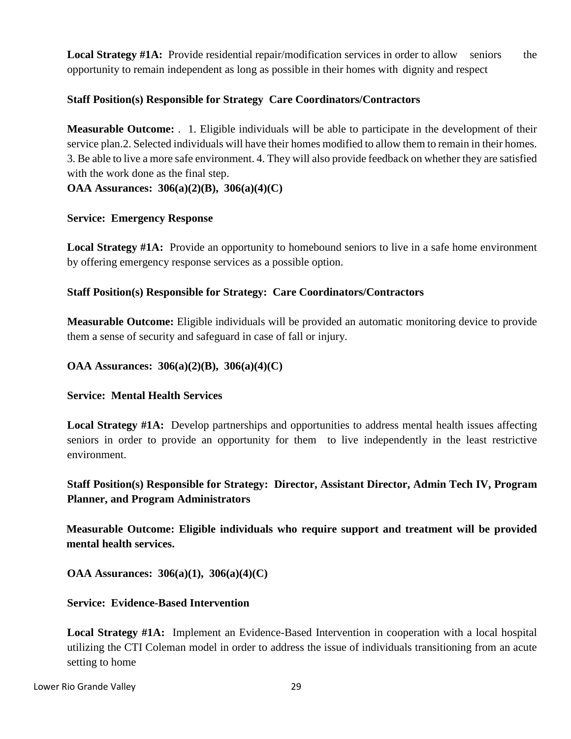**Local Strategy #1A:** Provide residential repair/modification services in order to allow seniors the opportunity to remain independent as long as possible in their homes with dignity and respect

**Staff Position(s) Responsible for Strategy Care Coordinators/Contractors**

**Measurable Outcome:** . 1. Eligible individuals will be able to participate in the development of their service plan.2. Selected individuals will have their homes modified to allow them to remain in their homes. 3. Be able to live a more safe environment. 4. They will also provide feedback on whether they are satisfied with the work done as the final step.

**OAA Assurances: 306(a)(2)(B), 306(a)(4)(C)**

**Service: Emergency Response**

**Local Strategy #1A:** Provide an opportunity to homebound seniors to live in a safe home environment by offering emergency response services as a possible option.

**Staff Position(s) Responsible for Strategy: Care Coordinators/Contractors**

**Measurable Outcome:** Eligible individuals will be provided an automatic monitoring device to provide them a sense of security and safeguard in case of fall or injury.

**OAA Assurances: 306(a)(2)(B), 306(a)(4)(C)**

**Service: Mental Health Services**

**Local Strategy #1A:** Develop partnerships and opportunities to address mental health issues affecting seniors in order to provide an opportunity for them to live independently in the least restrictive environment.

**Staff Position(s) Responsible for Strategy: Director, Assistant Director, Admin Tech IV, Program Planner, and Program Administrators**

**Measurable Outcome: Eligible individuals who require support and treatment will be provided mental health services.**

**OAA Assurances: 306(a)(1), 306(a)(4)(C)**

**Service: Evidence-Based Intervention**

**Local Strategy #1A:** Implement an Evidence-Based Intervention in cooperation with a local hospital utilizing the CTI Coleman model in order to address the issue of individuals transitioning from an acute setting to home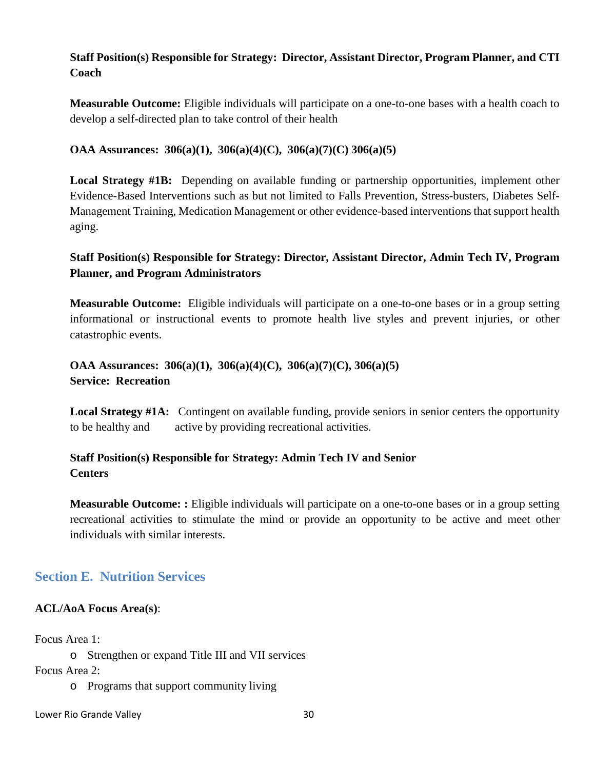**Staff Position(s) Responsible for Strategy: Director, Assistant Director, Program Planner, and CTI Coach**

**Measurable Outcome:** Eligible individuals will participate on a one-to-one bases with a health coach to develop a self-directed plan to take control of their health

**OAA Assurances: 306(a)(1), 306(a)(4)(C), 306(a)(7)(C) 306(a)(5)**

**Local Strategy #1B:** Depending on available funding or partnership opportunities, implement other Evidence-Based Interventions such as but not limited to Falls Prevention, Stress-busters, Diabetes Self-Management Training, Medication Management or other evidence-based interventions that support health aging.

**Staff Position(s) Responsible for Strategy: Director, Assistant Director, Admin Tech IV, Program Planner, and Program Administrators**

**Measurable Outcome:** Eligible individuals will participate on a one-to-one bases or in a group setting informational or instructional events to promote health live styles and prevent injuries, or other catastrophic events.

**OAA Assurances: 306(a)(1), 306(a)(4)(C), 306(a)(7)(C), 306(a)(5)**
**Service: Recreation**

**Local Strategy #1A:** Contingent on available funding, provide seniors in senior centers the opportunity to be healthy and active by providing recreational activities.

**Staff Position(s) Responsible for Strategy: Admin Tech IV and Senior Centers**

**Measurable Outcome: :** Eligible individuals will participate on a one-to-one bases or in a group setting recreational activities to stimulate the mind or provide an opportunity to be active and meet other individuals with similar interests.

## Section E. Nutrition Services

**ACL/AoA Focus Area(s)**:

Focus Area 1:

- Strengthen or expand Title III and VII services

Focus Area 2:

- Programs that support community living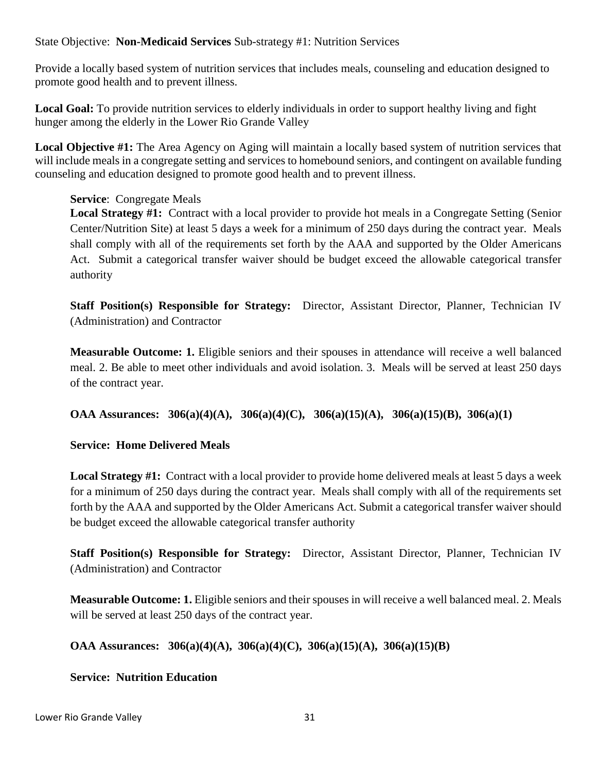State Objective: **Non-Medicaid Services** Sub-strategy #1: Nutrition Services

Provide a locally based system of nutrition services that includes meals, counseling and education designed to promote good health and to prevent illness.

**Local Goal:** To provide nutrition services to elderly individuals in order to support healthy living and fight hunger among the elderly in the Lower Rio Grande Valley

**Local Objective #1:** The Area Agency on Aging will maintain a locally based system of nutrition services that will include meals in a congregate setting and services to homebound seniors, and contingent on available funding counseling and education designed to promote good health and to prevent illness.

**Service**: Congregate Meals

**Local Strategy #1:** Contract with a local provider to provide hot meals in a Congregate Setting (Senior Center/Nutrition Site) at least 5 days a week for a minimum of 250 days during the contract year. Meals shall comply with all of the requirements set forth by the AAA and supported by the Older Americans Act. Submit a categorical transfer waiver should be budget exceed the allowable categorical transfer authority

**Staff Position(s) Responsible for Strategy:** Director, Assistant Director, Planner, Technician IV (Administration) and Contractor

**Measurable Outcome: 1.** Eligible seniors and their spouses in attendance will receive a well balanced meal. 2. Be able to meet other individuals and avoid isolation. 3. Meals will be served at least 250 days of the contract year.

**OAA Assurances: 306(a)(4)(A), 306(a)(4)(C), 306(a)(15)(A), 306(a)(15)(B), 306(a)(1)**

**Service: Home Delivered Meals**

**Local Strategy #1:** Contract with a local provider to provide home delivered meals at least 5 days a week for a minimum of 250 days during the contract year. Meals shall comply with all of the requirements set forth by the AAA and supported by the Older Americans Act. Submit a categorical transfer waiver should be budget exceed the allowable categorical transfer authority

**Staff Position(s) Responsible for Strategy:** Director, Assistant Director, Planner, Technician IV (Administration) and Contractor

**Measurable Outcome: 1.** Eligible seniors and their spouses in will receive a well balanced meal. 2. Meals will be served at least 250 days of the contract year.

**OAA Assurances: 306(a)(4)(A), 306(a)(4)(C), 306(a)(15)(A), 306(a)(15)(B)**

**Service: Nutrition Education**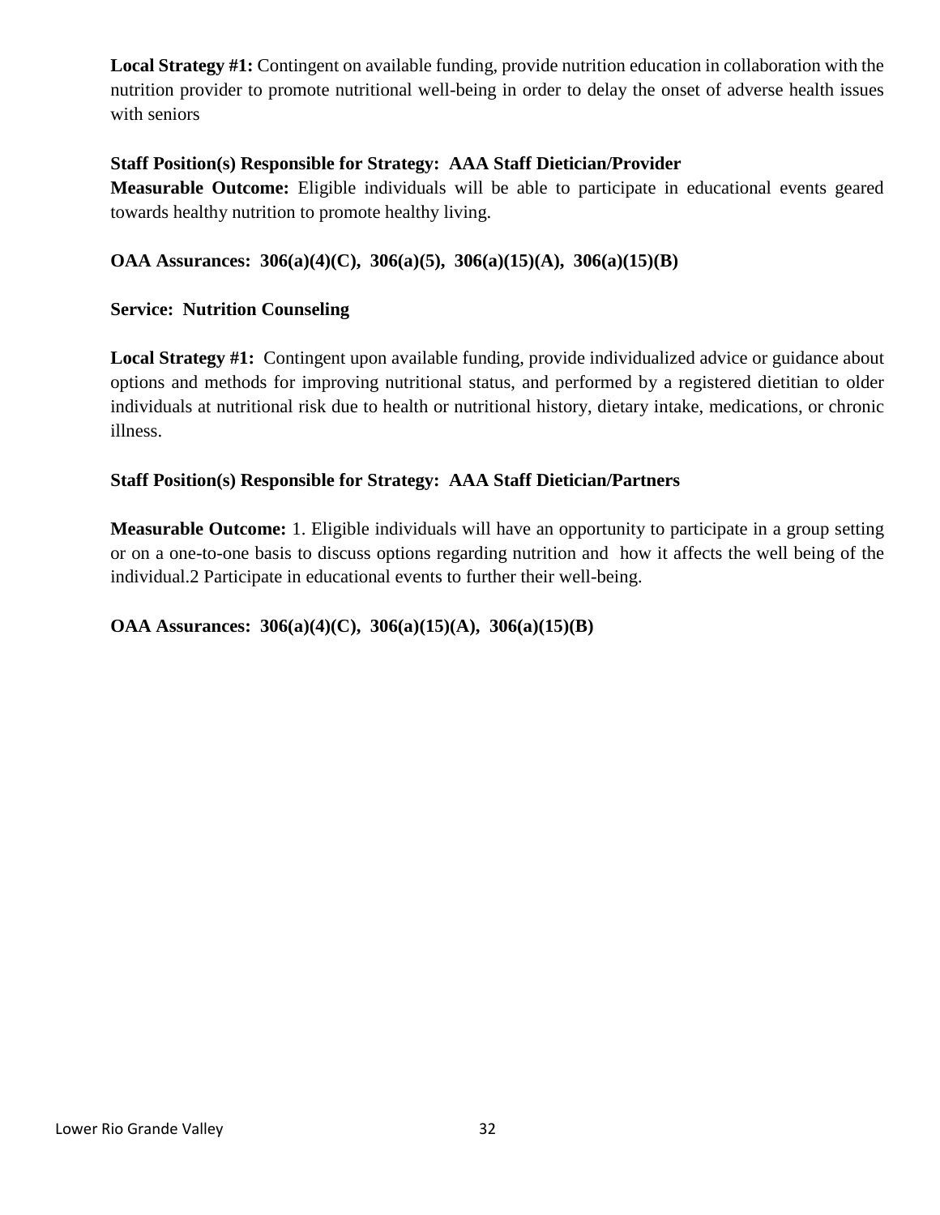**Local Strategy #1:** Contingent on available funding, provide nutrition education in collaboration with the nutrition provider to promote nutritional well-being in order to delay the onset of adverse health issues with seniors

**Staff Position(s) Responsible for Strategy: AAA Staff Dietician/Provider**

**Measurable Outcome:** Eligible individuals will be able to participate in educational events geared towards healthy nutrition to promote healthy living.

**OAA Assurances: 306(a)(4)(C), 306(a)(5), 306(a)(15)(A), 306(a)(15)(B)**

**Service: Nutrition Counseling**

**Local Strategy #1:** Contingent upon available funding, provide individualized advice or guidance about options and methods for improving nutritional status, and performed by a registered dietitian to older individuals at nutritional risk due to health or nutritional history, dietary intake, medications, or chronic illness.

**Staff Position(s) Responsible for Strategy: AAA Staff Dietician/Partners**

**Measurable Outcome:** 1. Eligible individuals will have an opportunity to participate in a group setting or on a one-to-one basis to discuss options regarding nutrition and how it affects the well being of the individual.2 Participate in educational events to further their well-being.

**OAA Assurances: 306(a)(4)(C), 306(a)(15)(A), 306(a)(15)(B)**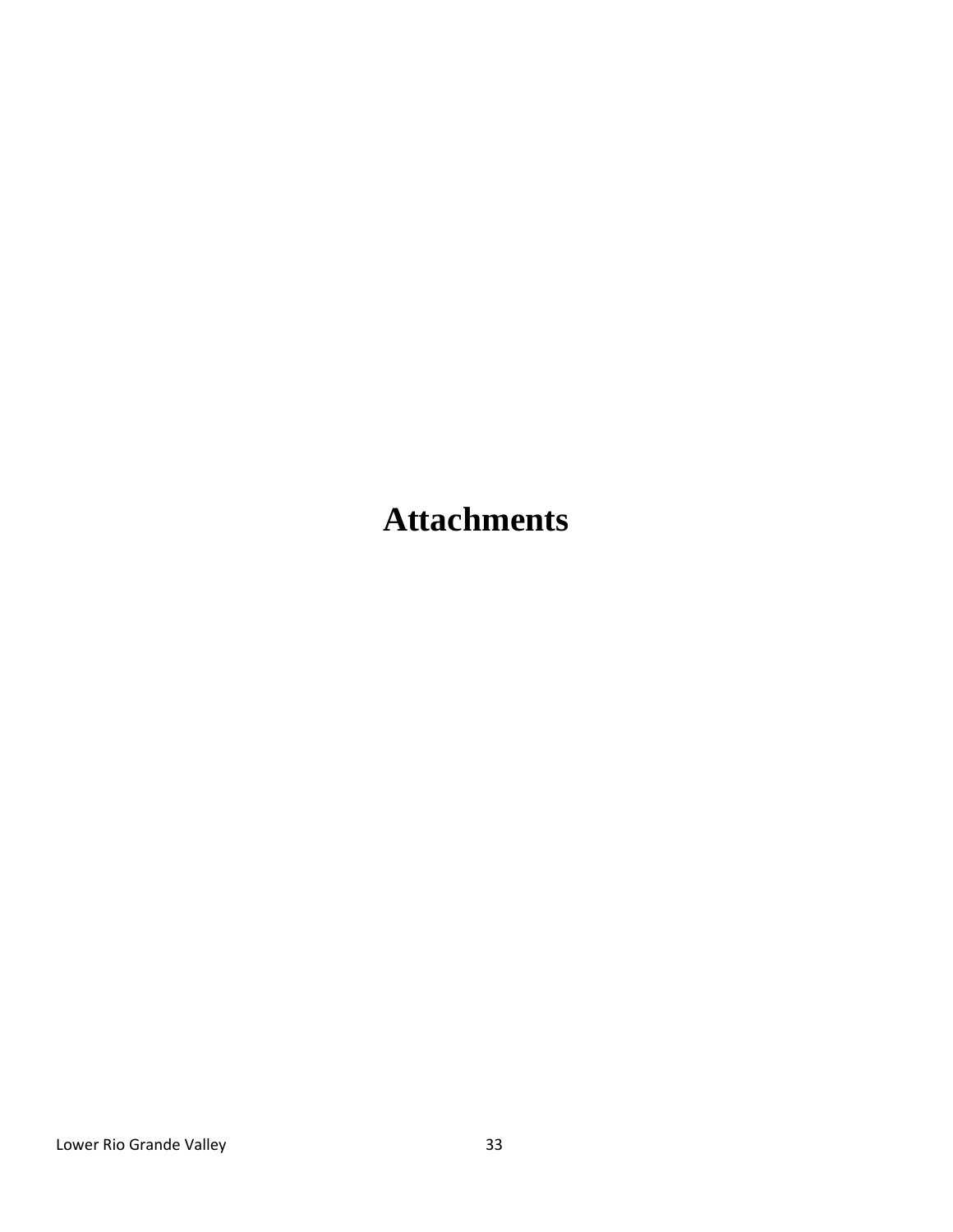# Attachments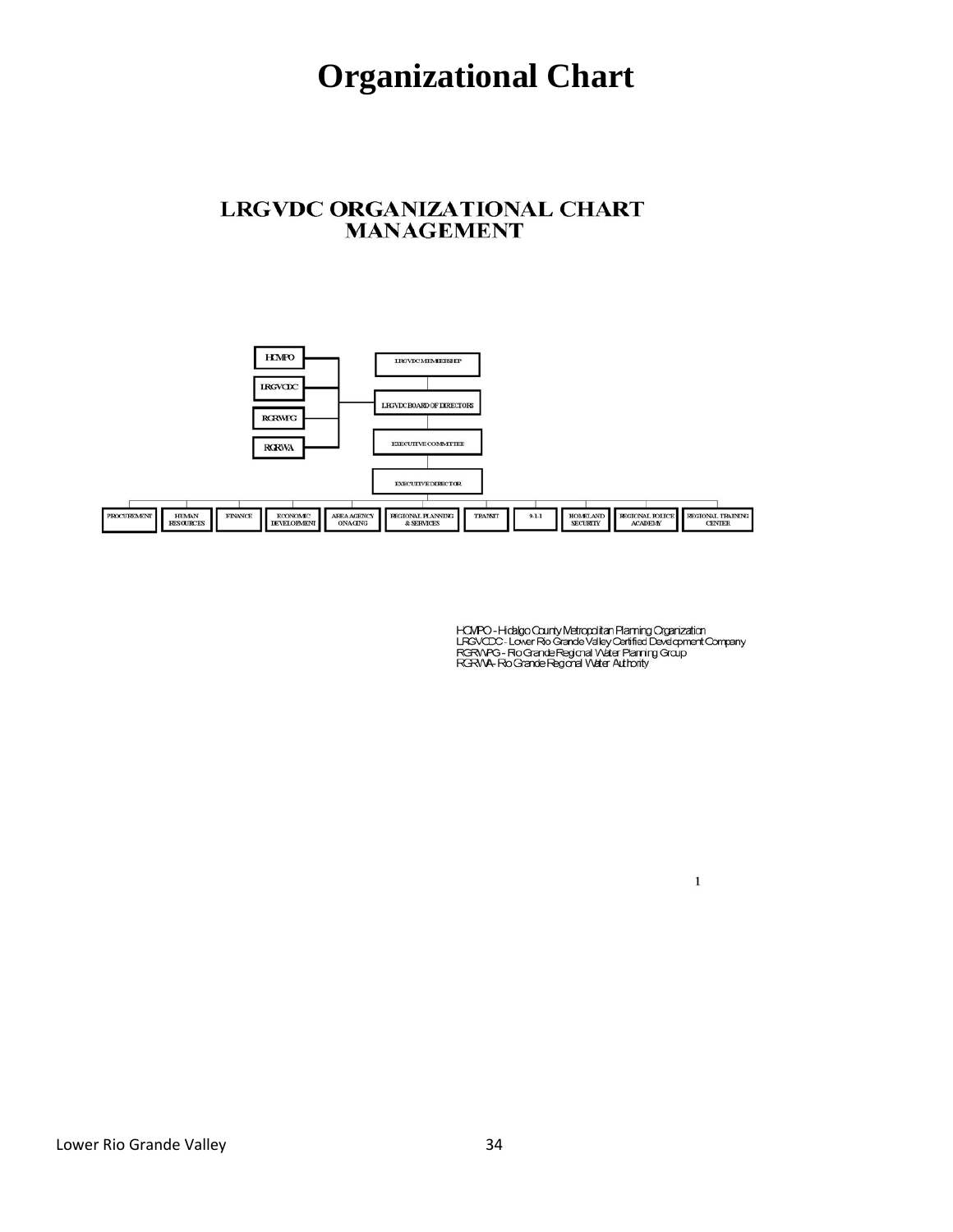# Organizational Chart

## LRGVDC ORGANIZATIONAL CHART MANAGEMENT

HCMPO

LRGVCDC

RGRWPG

RGRWA

LRGVDC MEMBERSHIP

LRGVDC BOARD OF DIRECTORS

EXECUTIVE COMMITTEE

EXECUTIVE DIRECTOR

PROCUREMENT | HUMAN RESOURCES | FINANCE | ECONOMIC DEVELOPMENT | AREA AGENCY ON AGING | REGIONAL PLANNING & SERVICES | TRANSIT | 9-1-1 | HOMELAND SECURITY | REGIONAL POLICE ACADEMY | REGIONAL TRAINING CENTER

HCMPO - Hidalgo County Metropolitan Planning Organization
LRGVCDC - Lower Rio Grande Valley Certified Development Company
RGRWPG - Rio Grande Regional Water Planning Group
RGRWA- Rio Grande Regional Water Authority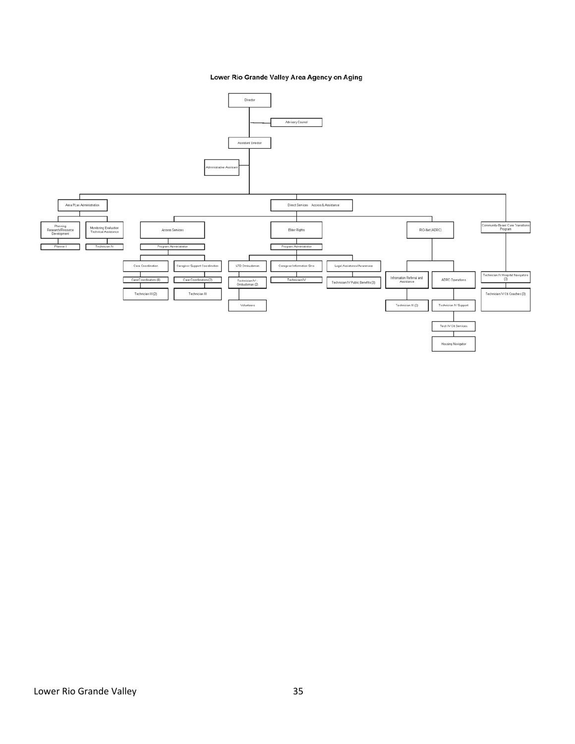# Lower Rio Grande Valley Area Agency on Aging

- Director
  - Advisory Council
  - Assistant Director
    - Administrative Assistant
    - Area Plan Administration
      - Planning Research/Resource Development
        - Planner I
      - Monitoring Evaluation Technical Assistance
        - Technician IV
    - Direct Services Access & Assistance
      - Access Services
        - Program Administrator
          - Care Coordination
            - Care Coordinators (4)
              - Technician III (2)
          - Caregiver Support Coordination
            - Care Coordinators (2)
              - Technician III
      - Elder Rights
        - Program Administrator
          - LTC Ombudsman
            - Technician IV - Ombudsman (2)
              - Volunteers
          - Caregiver Information Srvc
            - Technician IV
          - Legal Assistance/Awareness
            - Technician IV Public Benefits (3)
      - RIO-Net (ADRC)
        - Infromation Referral and Assistance
          - Technician III (2)
        - ADRC Operations
          - Technician IV Support
            - Tech IV Clt Services
              - Housing Navigator
    - Community-Based Care Transitions Program
      - Technician IV Hospital Navigators (3)
        - Technician IV Clt Coaches (3)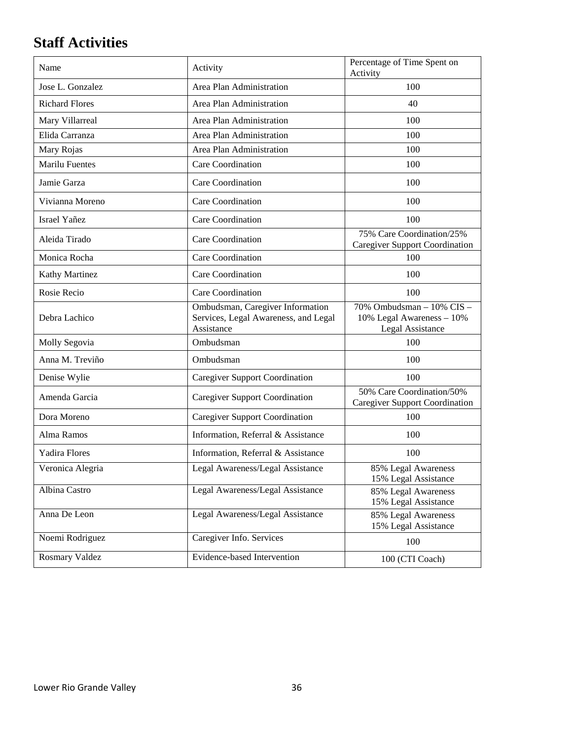## Staff Activities

| Name | Activity | Percentage of Time Spent on Activity |
|---|---|---|
| Jose L. Gonzalez | Area Plan Administration | 100 |
| Richard Flores | Area Plan Administration | 40 |
| Mary Villarreal | Area Plan Administration | 100 |
| Elida Carranza | Area Plan Administration | 100 |
| Mary Rojas | Area Plan Administration | 100 |
| Marilu Fuentes | Care Coordination | 100 |
| Jamie Garza | Care Coordination | 100 |
| Vivianna Moreno | Care Coordination | 100 |
| Israel Yañez | Care Coordination | 100 |
| Aleida Tirado | Care Coordination | 75% Care Coordination/25% Caregiver Support Coordination |
| Monica Rocha | Care Coordination | 100 |
| Kathy Martinez | Care Coordination | 100 |
| Rosie Recio | Care Coordination | 100 |
| Debra Lachico | Ombudsman, Caregiver Information Services, Legal Awareness, and Legal Assistance | 70% Ombudsman – 10% CIS – 10% Legal Awareness – 10% Legal Assistance |
| Molly Segovia | Ombudsman | 100 |
| Anna M. Treviño | Ombudsman | 100 |
| Denise Wylie | Caregiver Support Coordination | 100 |
| Amenda Garcia | Caregiver Support Coordination | 50% Care Coordination/50% Caregiver Support Coordination |
| Dora Moreno | Caregiver Support Coordination | 100 |
| Alma Ramos | Information, Referral & Assistance | 100 |
| Yadira Flores | Information, Referral & Assistance | 100 |
| Veronica Alegria | Legal Awareness/Legal Assistance | 85% Legal Awareness 15% Legal Assistance |
| Albina Castro | Legal Awareness/Legal Assistance | 85% Legal Awareness 15% Legal Assistance |
| Anna De Leon | Legal Awareness/Legal Assistance | 85% Legal Awareness 15% Legal Assistance |
| Noemi Rodriguez | Caregiver Info. Services | 100 |
| Rosmary Valdez | Evidence-based Intervention | 100 (CTI Coach) |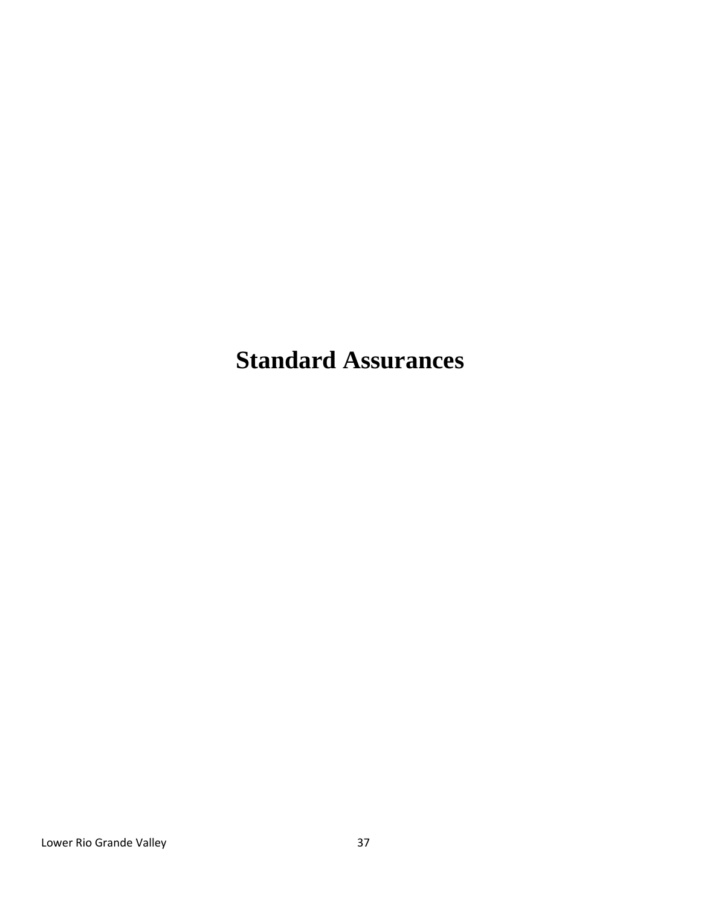# Standard Assurances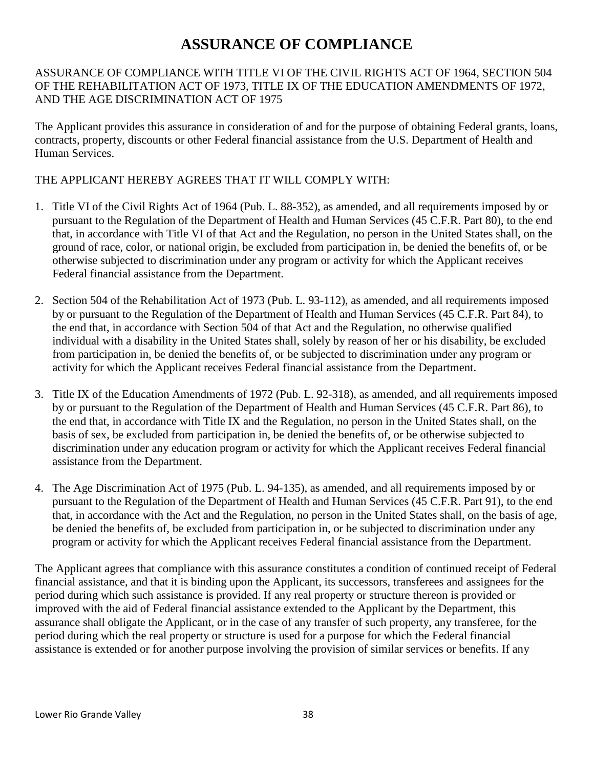# ASSURANCE OF COMPLIANCE

ASSURANCE OF COMPLIANCE WITH TITLE VI OF THE CIVIL RIGHTS ACT OF 1964, SECTION 504 OF THE REHABILITATION ACT OF 1973, TITLE IX OF THE EDUCATION AMENDMENTS OF 1972, AND THE AGE DISCRIMINATION ACT OF 1975

The Applicant provides this assurance in consideration of and for the purpose of obtaining Federal grants, loans, contracts, property, discounts or other Federal financial assistance from the U.S. Department of Health and Human Services.

THE APPLICANT HEREBY AGREES THAT IT WILL COMPLY WITH:

1. Title VI of the Civil Rights Act of 1964 (Pub. L. 88-352), as amended, and all requirements imposed by or pursuant to the Regulation of the Department of Health and Human Services (45 C.F.R. Part 80), to the end that, in accordance with Title VI of that Act and the Regulation, no person in the United States shall, on the ground of race, color, or national origin, be excluded from participation in, be denied the benefits of, or be otherwise subjected to discrimination under any program or activity for which the Applicant receives Federal financial assistance from the Department.

2. Section 504 of the Rehabilitation Act of 1973 (Pub. L. 93-112), as amended, and all requirements imposed by or pursuant to the Regulation of the Department of Health and Human Services (45 C.F.R. Part 84), to the end that, in accordance with Section 504 of that Act and the Regulation, no otherwise qualified individual with a disability in the United States shall, solely by reason of her or his disability, be excluded from participation in, be denied the benefits of, or be subjected to discrimination under any program or activity for which the Applicant receives Federal financial assistance from the Department.

3. Title IX of the Education Amendments of 1972 (Pub. L. 92-318), as amended, and all requirements imposed by or pursuant to the Regulation of the Department of Health and Human Services (45 C.F.R. Part 86), to the end that, in accordance with Title IX and the Regulation, no person in the United States shall, on the basis of sex, be excluded from participation in, be denied the benefits of, or be otherwise subjected to discrimination under any education program or activity for which the Applicant receives Federal financial assistance from the Department.

4. The Age Discrimination Act of 1975 (Pub. L. 94-135), as amended, and all requirements imposed by or pursuant to the Regulation of the Department of Health and Human Services (45 C.F.R. Part 91), to the end that, in accordance with the Act and the Regulation, no person in the United States shall, on the basis of age, be denied the benefits of, be excluded from participation in, or be subjected to discrimination under any program or activity for which the Applicant receives Federal financial assistance from the Department.

The Applicant agrees that compliance with this assurance constitutes a condition of continued receipt of Federal financial assistance, and that it is binding upon the Applicant, its successors, transferees and assignees for the period during which such assistance is provided. If any real property or structure thereon is provided or improved with the aid of Federal financial assistance extended to the Applicant by the Department, this assurance shall obligate the Applicant, or in the case of any transfer of such property, any transferee, for the period during which the real property or structure is used for a purpose for which the Federal financial assistance is extended or for another purpose involving the provision of similar services or benefits. If any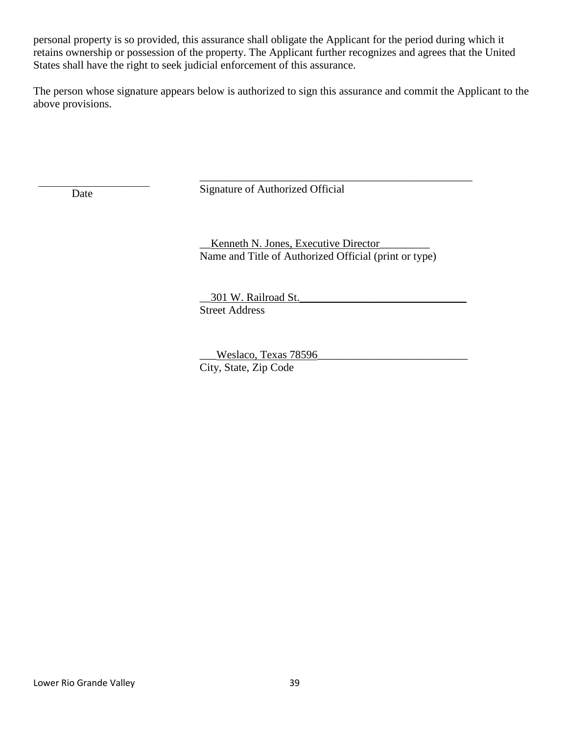personal property is so provided, this assurance shall obligate the Applicant for the period during which it retains ownership or possession of the property. The Applicant further recognizes and agrees that the United States shall have the right to seek judicial enforcement of this assurance.

The person whose signature appears below is authorized to sign this assurance and commit the Applicant to the above provisions.

_____________________ Date

_____________________________________________________ Signature of Authorized Official

__Kenneth N. Jones, Executive Director_________
Name and Title of Authorized Official (print or type)

__301 W. Railroad St.________________________________
Street Address

___Weslaco, Texas 78596___________________________
City, State, Zip Code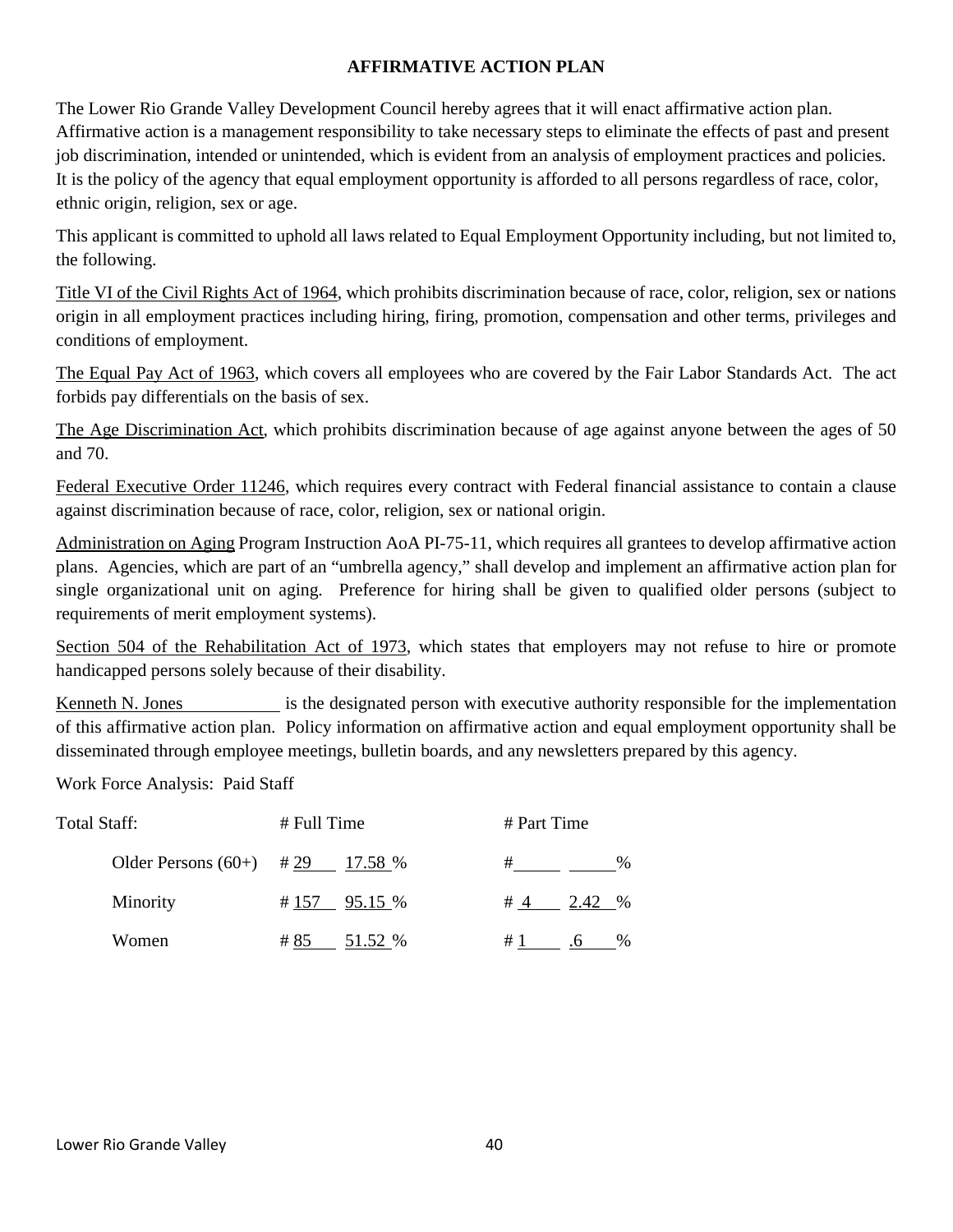## AFFIRMATIVE ACTION PLAN

The Lower Rio Grande Valley Development Council hereby agrees that it will enact affirmative action plan. Affirmative action is a management responsibility to take necessary steps to eliminate the effects of past and present job discrimination, intended or unintended, which is evident from an analysis of employment practices and policies. It is the policy of the agency that equal employment opportunity is afforded to all persons regardless of race, color, ethnic origin, religion, sex or age.

This applicant is committed to uphold all laws related to Equal Employment Opportunity including, but not limited to, the following.

Title VI of the Civil Rights Act of 1964, which prohibits discrimination because of race, color, religion, sex or nations origin in all employment practices including hiring, firing, promotion, compensation and other terms, privileges and conditions of employment.

The Equal Pay Act of 1963, which covers all employees who are covered by the Fair Labor Standards Act. The act forbids pay differentials on the basis of sex.

The Age Discrimination Act, which prohibits discrimination because of age against anyone between the ages of 50 and 70.

Federal Executive Order 11246, which requires every contract with Federal financial assistance to contain a clause against discrimination because of race, color, religion, sex or national origin.

Administration on Aging Program Instruction AoA PI-75-11, which requires all grantees to develop affirmative action plans. Agencies, which are part of an "umbrella agency," shall develop and implement an affirmative action plan for single organizational unit on aging. Preference for hiring shall be given to qualified older persons (subject to requirements of merit employment systems).

Section 504 of the Rehabilitation Act of 1973, which states that employers may not refuse to hire or promote handicapped persons solely because of their disability.

Kenneth N. Jones is the designated person with executive authority responsible for the implementation of this affirmative action plan. Policy information on affirmative action and equal employment opportunity shall be disseminated through employee meetings, bulletin boards, and any newsletters prepared by this agency.

Work Force Analysis: Paid Staff

| Total Staff: | # Full Time | | # Part Time | |
|---|---|---|---|---|
| Older Persons (60+) | # 29 | 17.58 % | # | % |
| Minority | # 157 | 95.15 % | # 4 | 2.42 % |
| Women | # 85 | 51.52 % | # 1 | .6 % |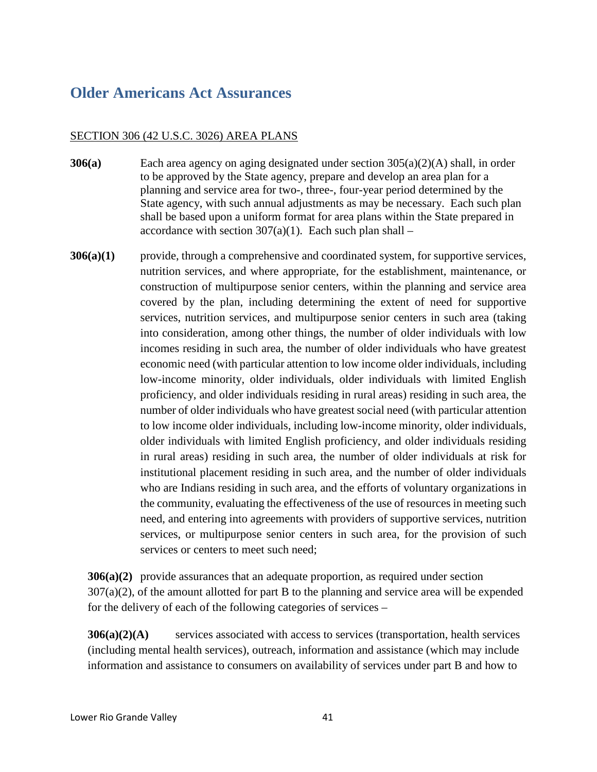# Older Americans Act Assurances

SECTION 306 (42 U.S.C. 3026) AREA PLANS

**306(a)** Each area agency on aging designated under section 305(a)(2)(A) shall, in order to be approved by the State agency, prepare and develop an area plan for a planning and service area for two-, three-, four-year period determined by the State agency, with such annual adjustments as may be necessary. Each such plan shall be based upon a uniform format for area plans within the State prepared in accordance with section 307(a)(1). Each such plan shall –

**306(a)(1)** provide, through a comprehensive and coordinated system, for supportive services, nutrition services, and where appropriate, for the establishment, maintenance, or construction of multipurpose senior centers, within the planning and service area covered by the plan, including determining the extent of need for supportive services, nutrition services, and multipurpose senior centers in such area (taking into consideration, among other things, the number of older individuals with low incomes residing in such area, the number of older individuals who have greatest economic need (with particular attention to low income older individuals, including low-income minority, older individuals, older individuals with limited English proficiency, and older individuals residing in rural areas) residing in such area, the number of older individuals who have greatest social need (with particular attention to low income older individuals, including low-income minority, older individuals, older individuals with limited English proficiency, and older individuals residing in rural areas) residing in such area, the number of older individuals at risk for institutional placement residing in such area, and the number of older individuals who are Indians residing in such area, and the efforts of voluntary organizations in the community, evaluating the effectiveness of the use of resources in meeting such need, and entering into agreements with providers of supportive services, nutrition services, or multipurpose senior centers in such area, for the provision of such services or centers to meet such need;

**306(a)(2)** provide assurances that an adequate proportion, as required under section 307(a)(2), of the amount allotted for part B to the planning and service area will be expended for the delivery of each of the following categories of services –

**306(a)(2)(A)** services associated with access to services (transportation, health services (including mental health services), outreach, information and assistance (which may include information and assistance to consumers on availability of services under part B and how to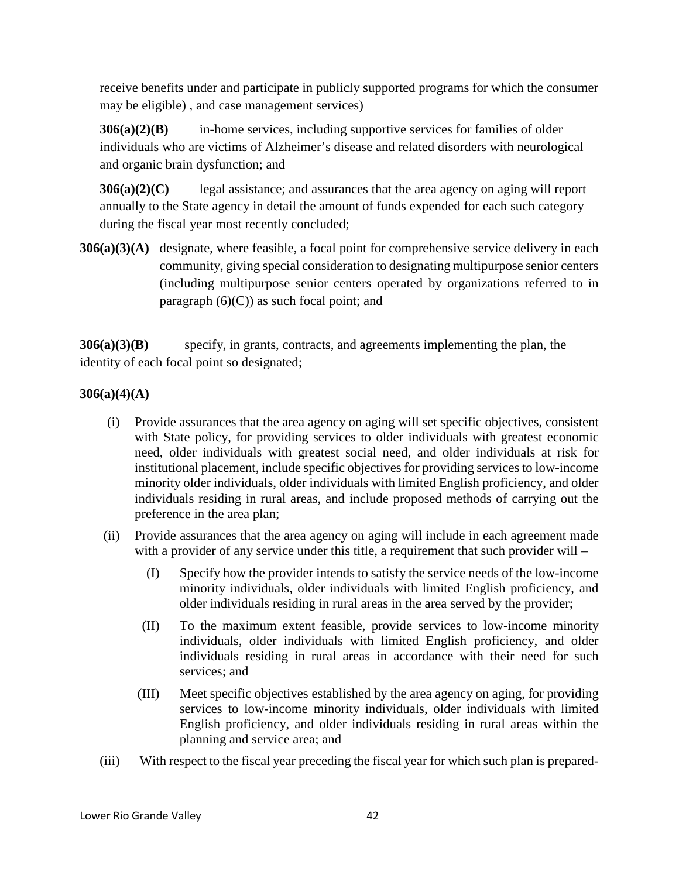receive benefits under and participate in publicly supported programs for which the consumer may be eligible) , and case management services)

**306(a)(2)(B)** in-home services, including supportive services for families of older individuals who are victims of Alzheimer's disease and related disorders with neurological and organic brain dysfunction; and

**306(a)(2)(C)** legal assistance; and assurances that the area agency on aging will report annually to the State agency in detail the amount of funds expended for each such category during the fiscal year most recently concluded;

**306(a)(3)(A)** designate, where feasible, a focal point for comprehensive service delivery in each community, giving special consideration to designating multipurpose senior centers (including multipurpose senior centers operated by organizations referred to in paragraph (6)(C)) as such focal point; and

**306(a)(3)(B)** specify, in grants, contracts, and agreements implementing the plan, the identity of each focal point so designated;

**306(a)(4)(A)**

(i) Provide assurances that the area agency on aging will set specific objectives, consistent with State policy, for providing services to older individuals with greatest economic need, older individuals with greatest social need, and older individuals at risk for institutional placement, include specific objectives for providing services to low-income minority older individuals, older individuals with limited English proficiency, and older individuals residing in rural areas, and include proposed methods of carrying out the preference in the area plan;

(ii) Provide assurances that the area agency on aging will include in each agreement made with a provider of any service under this title, a requirement that such provider will –

(I) Specify how the provider intends to satisfy the service needs of the low-income minority individuals, older individuals with limited English proficiency, and older individuals residing in rural areas in the area served by the provider;

(II) To the maximum extent feasible, provide services to low-income minority individuals, older individuals with limited English proficiency, and older individuals residing in rural areas in accordance with their need for such services; and

(III) Meet specific objectives established by the area agency on aging, for providing services to low-income minority individuals, older individuals with limited English proficiency, and older individuals residing in rural areas within the planning and service area; and

(iii) With respect to the fiscal year preceding the fiscal year for which such plan is prepared-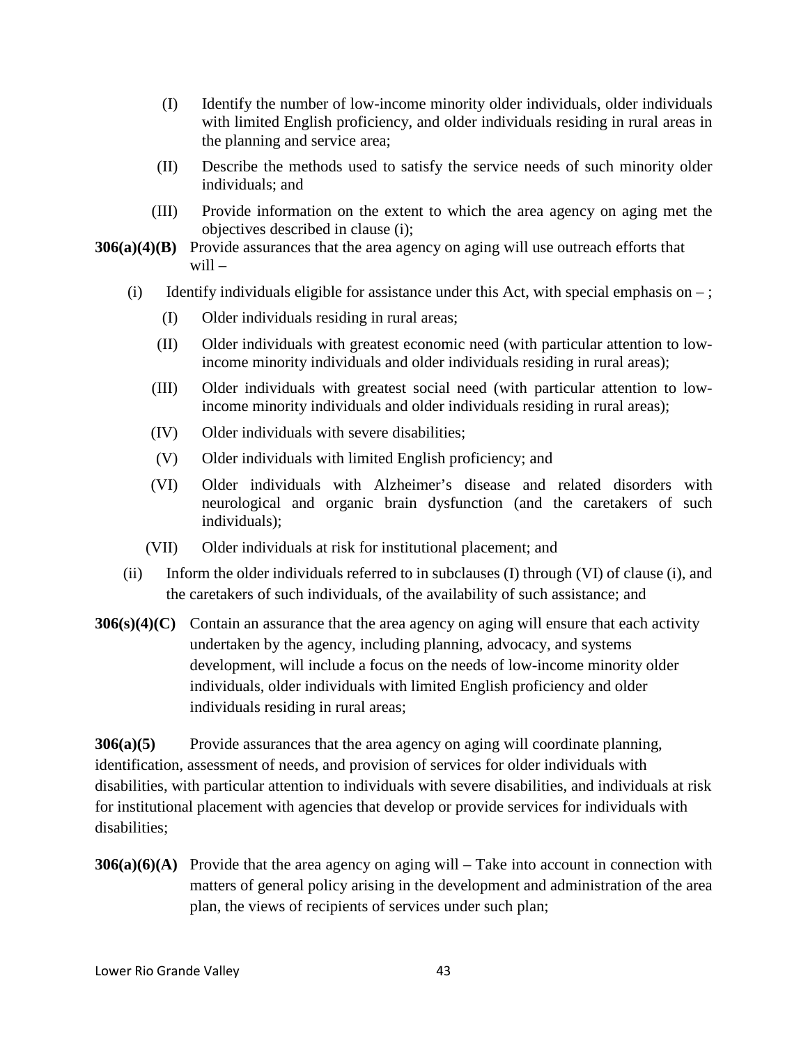(I) Identify the number of low-income minority older individuals, older individuals with limited English proficiency, and older individuals residing in rural areas in the planning and service area;

(II) Describe the methods used to satisfy the service needs of such minority older individuals; and

(III) Provide information on the extent to which the area agency on aging met the objectives described in clause (i);

**306(a)(4)(B)** Provide assurances that the area agency on aging will use outreach efforts that will –

(i) Identify individuals eligible for assistance under this Act, with special emphasis on – ;

(I) Older individuals residing in rural areas;

(II) Older individuals with greatest economic need (with particular attention to low-income minority individuals and older individuals residing in rural areas);

(III) Older individuals with greatest social need (with particular attention to low-income minority individuals and older individuals residing in rural areas);

(IV) Older individuals with severe disabilities;

(V) Older individuals with limited English proficiency; and

(VI) Older individuals with Alzheimer's disease and related disorders with neurological and organic brain dysfunction (and the caretakers of such individuals);

(VII) Older individuals at risk for institutional placement; and

(ii) Inform the older individuals referred to in subclauses (I) through (VI) of clause (i), and the caretakers of such individuals, of the availability of such assistance; and

**306(s)(4)(C)** Contain an assurance that the area agency on aging will ensure that each activity undertaken by the agency, including planning, advocacy, and systems development, will include a focus on the needs of low-income minority older individuals, older individuals with limited English proficiency and older individuals residing in rural areas;

**306(a)(5)** Provide assurances that the area agency on aging will coordinate planning, identification, assessment of needs, and provision of services for older individuals with disabilities, with particular attention to individuals with severe disabilities, and individuals at risk for institutional placement with agencies that develop or provide services for individuals with disabilities;

**306(a)(6)(A)** Provide that the area agency on aging will – Take into account in connection with matters of general policy arising in the development and administration of the area plan, the views of recipients of services under such plan;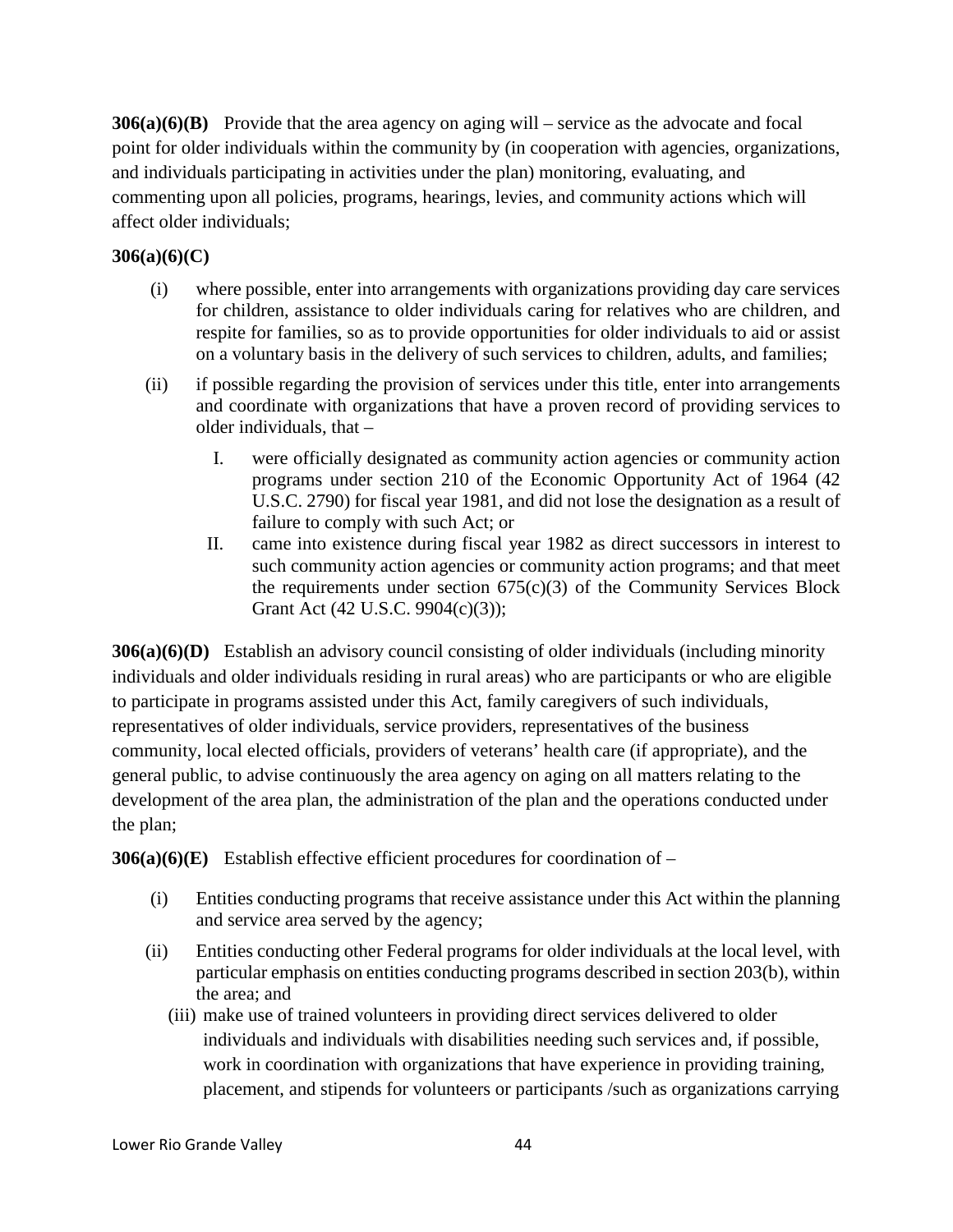**306(a)(6)(B)** Provide that the area agency on aging will – service as the advocate and focal point for older individuals within the community by (in cooperation with agencies, organizations, and individuals participating in activities under the plan) monitoring, evaluating, and commenting upon all policies, programs, hearings, levies, and community actions which will affect older individuals;

**306(a)(6)(C)**

(i) where possible, enter into arrangements with organizations providing day care services for children, assistance to older individuals caring for relatives who are children, and respite for families, so as to provide opportunities for older individuals to aid or assist on a voluntary basis in the delivery of such services to children, adults, and families;

(ii) if possible regarding the provision of services under this title, enter into arrangements and coordinate with organizations that have a proven record of providing services to older individuals, that –

I. were officially designated as community action agencies or community action programs under section 210 of the Economic Opportunity Act of 1964 (42 U.S.C. 2790) for fiscal year 1981, and did not lose the designation as a result of failure to comply with such Act; or

II. came into existence during fiscal year 1982 as direct successors in interest to such community action agencies or community action programs; and that meet the requirements under section 675(c)(3) of the Community Services Block Grant Act (42 U.S.C. 9904(c)(3));

**306(a)(6)(D)** Establish an advisory council consisting of older individuals (including minority individuals and older individuals residing in rural areas) who are participants or who are eligible to participate in programs assisted under this Act, family caregivers of such individuals, representatives of older individuals, service providers, representatives of the business community, local elected officials, providers of veterans' health care (if appropriate), and the general public, to advise continuously the area agency on aging on all matters relating to the development of the area plan, the administration of the plan and the operations conducted under the plan;

**306(a)(6)(E)** Establish effective efficient procedures for coordination of –

(i) Entities conducting programs that receive assistance under this Act within the planning and service area served by the agency;

(ii) Entities conducting other Federal programs for older individuals at the local level, with particular emphasis on entities conducting programs described in section 203(b), within the area; and

(iii) make use of trained volunteers in providing direct services delivered to older individuals and individuals with disabilities needing such services and, if possible, work in coordination with organizations that have experience in providing training, placement, and stipends for volunteers or participants /such as organizations carrying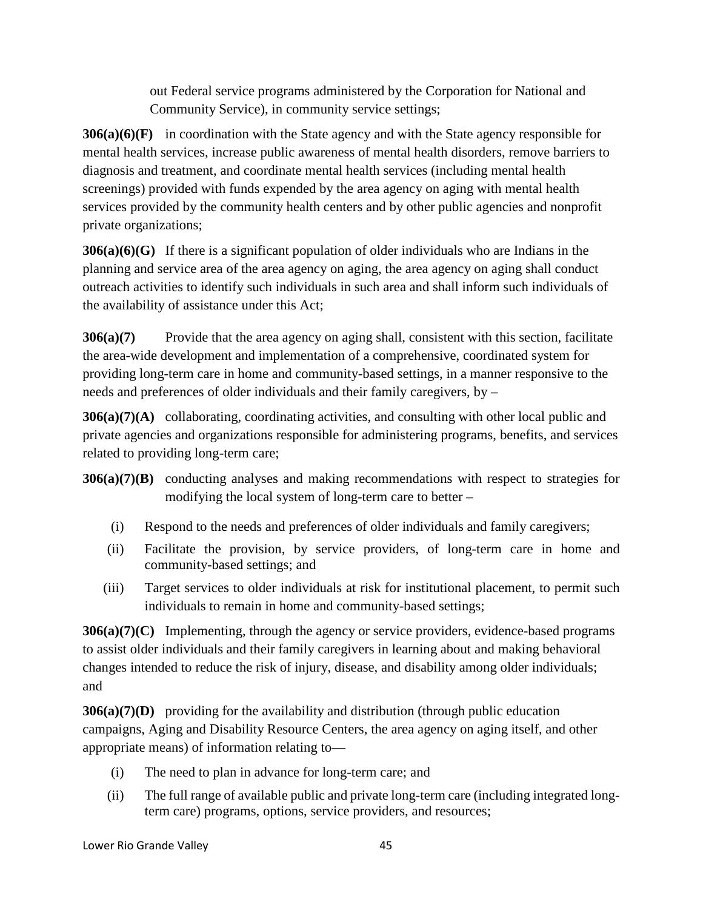out Federal service programs administered by the Corporation for National and Community Service), in community service settings;

**306(a)(6)(F)** in coordination with the State agency and with the State agency responsible for mental health services, increase public awareness of mental health disorders, remove barriers to diagnosis and treatment, and coordinate mental health services (including mental health screenings) provided with funds expended by the area agency on aging with mental health services provided by the community health centers and by other public agencies and nonprofit private organizations;

**306(a)(6)(G)** If there is a significant population of older individuals who are Indians in the planning and service area of the area agency on aging, the area agency on aging shall conduct outreach activities to identify such individuals in such area and shall inform such individuals of the availability of assistance under this Act;

**306(a)(7)** Provide that the area agency on aging shall, consistent with this section, facilitate the area-wide development and implementation of a comprehensive, coordinated system for providing long-term care in home and community-based settings, in a manner responsive to the needs and preferences of older individuals and their family caregivers, by –

**306(a)(7)(A)** collaborating, coordinating activities, and consulting with other local public and private agencies and organizations responsible for administering programs, benefits, and services related to providing long-term care;

**306(a)(7)(B)** conducting analyses and making recommendations with respect to strategies for modifying the local system of long-term care to better –

(i) Respond to the needs and preferences of older individuals and family caregivers;

(ii) Facilitate the provision, by service providers, of long-term care in home and community-based settings; and

(iii) Target services to older individuals at risk for institutional placement, to permit such individuals to remain in home and community-based settings;

**306(a)(7)(C)** Implementing, through the agency or service providers, evidence-based programs to assist older individuals and their family caregivers in learning about and making behavioral changes intended to reduce the risk of injury, disease, and disability among older individuals; and

**306(a)(7)(D)** providing for the availability and distribution (through public education campaigns, Aging and Disability Resource Centers, the area agency on aging itself, and other appropriate means) of information relating to—

(i) The need to plan in advance for long-term care; and

(ii) The full range of available public and private long-term care (including integrated long-term care) programs, options, service providers, and resources;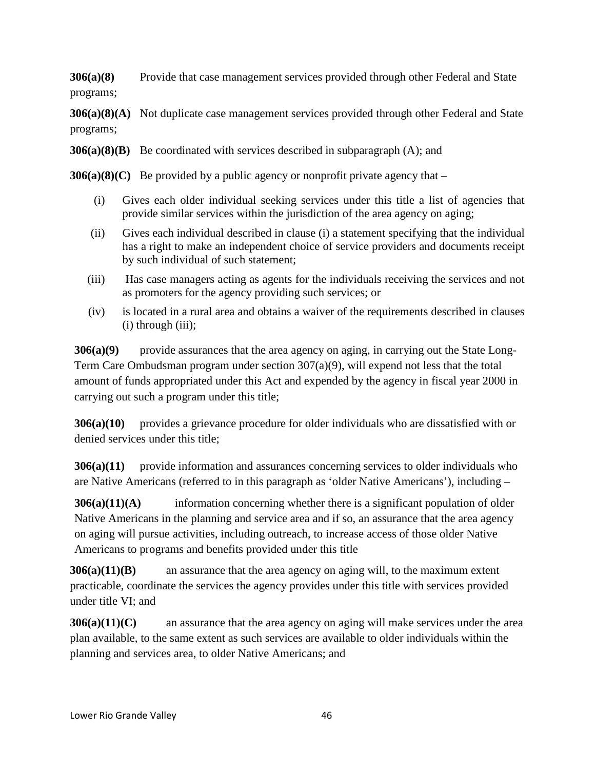**306(a)(8)** Provide that case management services provided through other Federal and State programs;

**306(a)(8)(A)** Not duplicate case management services provided through other Federal and State programs;

**306(a)(8)(B)** Be coordinated with services described in subparagraph (A); and

**306(a)(8)(C)** Be provided by a public agency or nonprofit private agency that –

(i) Gives each older individual seeking services under this title a list of agencies that provide similar services within the jurisdiction of the area agency on aging;

(ii) Gives each individual described in clause (i) a statement specifying that the individual has a right to make an independent choice of service providers and documents receipt by such individual of such statement;

(iii) Has case managers acting as agents for the individuals receiving the services and not as promoters for the agency providing such services; or

(iv) is located in a rural area and obtains a waiver of the requirements described in clauses (i) through (iii);

**306(a)(9)** provide assurances that the area agency on aging, in carrying out the State Long-Term Care Ombudsman program under section 307(a)(9), will expend not less that the total amount of funds appropriated under this Act and expended by the agency in fiscal year 2000 in carrying out such a program under this title;

**306(a)(10)** provides a grievance procedure for older individuals who are dissatisfied with or denied services under this title;

**306(a)(11)** provide information and assurances concerning services to older individuals who are Native Americans (referred to in this paragraph as 'older Native Americans'), including –

**306(a)(11)(A)** information concerning whether there is a significant population of older Native Americans in the planning and service area and if so, an assurance that the area agency on aging will pursue activities, including outreach, to increase access of those older Native Americans to programs and benefits provided under this title

**306(a)(11)(B)** an assurance that the area agency on aging will, to the maximum extent practicable, coordinate the services the agency provides under this title with services provided under title VI; and

**306(a)(11)(C)** an assurance that the area agency on aging will make services under the area plan available, to the same extent as such services are available to older individuals within the planning and services area, to older Native Americans; and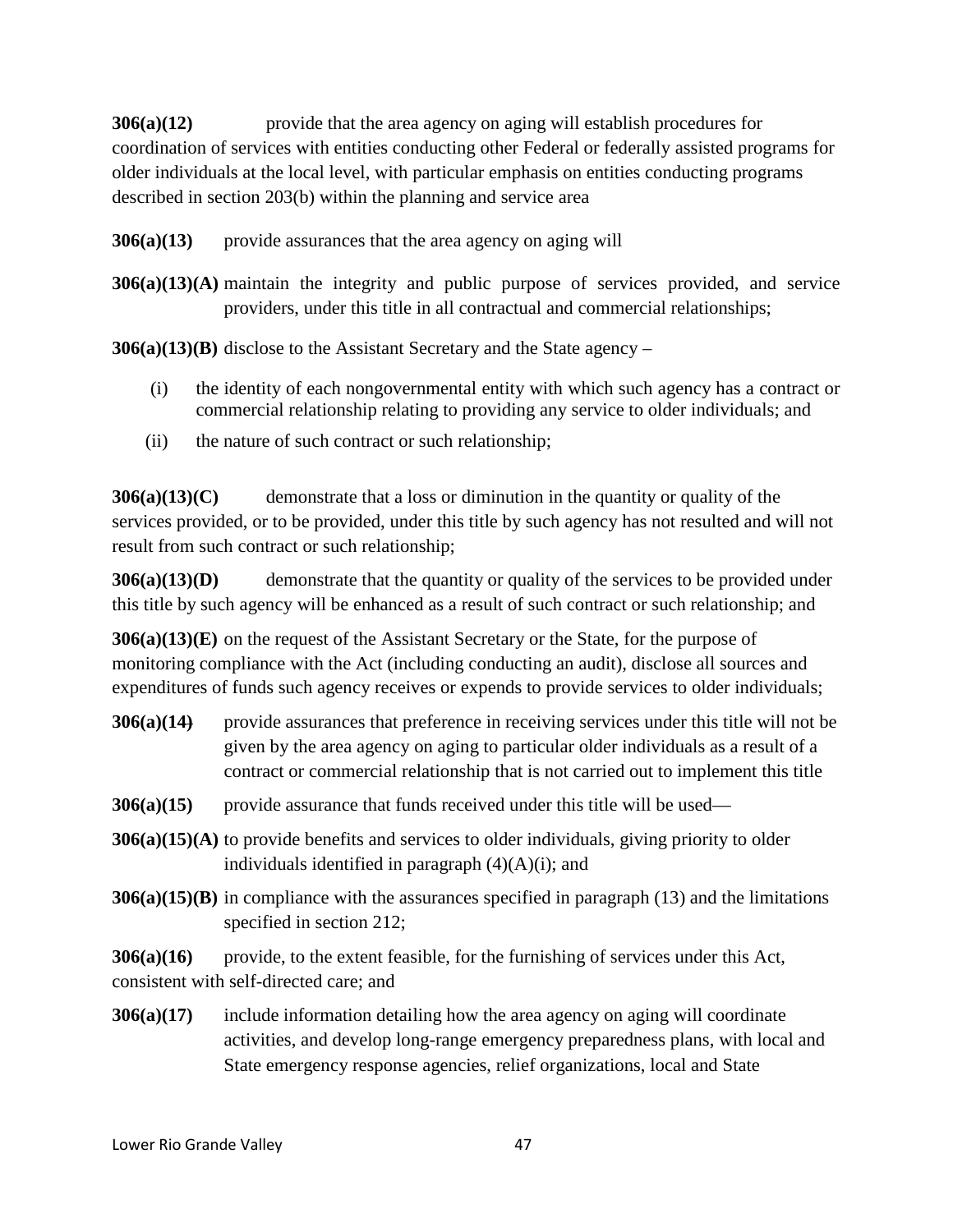**306(a)(12)** provide that the area agency on aging will establish procedures for coordination of services with entities conducting other Federal or federally assisted programs for older individuals at the local level, with particular emphasis on entities conducting programs described in section 203(b) within the planning and service area

**306(a)(13)** provide assurances that the area agency on aging will

**306(a)(13)(A)** maintain the integrity and public purpose of services provided, and service providers, under this title in all contractual and commercial relationships;

**306(a)(13)(B)** disclose to the Assistant Secretary and the State agency –

(i) the identity of each nongovernmental entity with which such agency has a contract or commercial relationship relating to providing any service to older individuals; and

(ii) the nature of such contract or such relationship;

**306(a)(13)(C)** demonstrate that a loss or diminution in the quantity or quality of the services provided, or to be provided, under this title by such agency has not resulted and will not result from such contract or such relationship;

**306(a)(13)(D)** demonstrate that the quantity or quality of the services to be provided under this title by such agency will be enhanced as a result of such contract or such relationship; and

**306(a)(13)(E)** on the request of the Assistant Secretary or the State, for the purpose of monitoring compliance with the Act (including conducting an audit), disclose all sources and expenditures of funds such agency receives or expends to provide services to older individuals;

**306(a)(14)** provide assurances that preference in receiving services under this title will not be given by the area agency on aging to particular older individuals as a result of a contract or commercial relationship that is not carried out to implement this title

**306(a)(15)** provide assurance that funds received under this title will be used—

**306(a)(15)(A)** to provide benefits and services to older individuals, giving priority to older individuals identified in paragraph (4)(A)(i); and

**306(a)(15)(B)** in compliance with the assurances specified in paragraph (13) and the limitations specified in section 212;

**306(a)(16)** provide, to the extent feasible, for the furnishing of services under this Act, consistent with self-directed care; and

**306(a)(17)** include information detailing how the area agency on aging will coordinate activities, and develop long-range emergency preparedness plans, with local and State emergency response agencies, relief organizations, local and State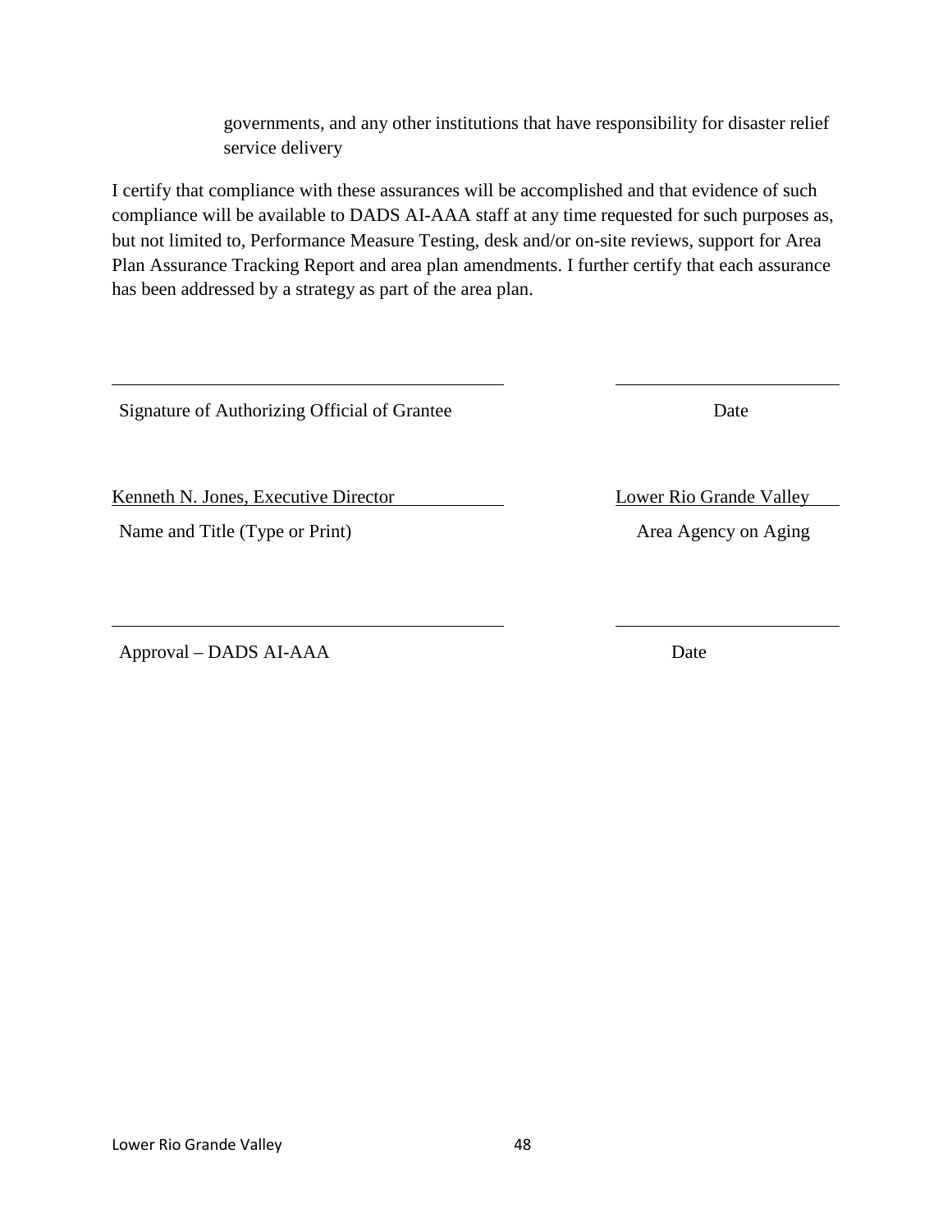governments, and any other institutions that have responsibility for disaster relief service delivery

I certify that compliance with these assurances will be accomplished and that evidence of such compliance will be available to DADS AI-AAA staff at any time requested for such purposes as, but not limited to, Performance Measure Testing, desk and/or on-site reviews, support for Area Plan Assurance Tracking Report and area plan amendments. I further certify that each assurance has been addressed by a strategy as part of the area plan.

_______________________________________________ _______________________

Signature of Authorizing Official of Grantee Date

Kenneth N. Jones, Executive Director Lower Rio Grande Valley

Name and Title (Type or Print) Area Agency on Aging

_______________________________________________ _______________________

Approval – DADS AI-AAA Date